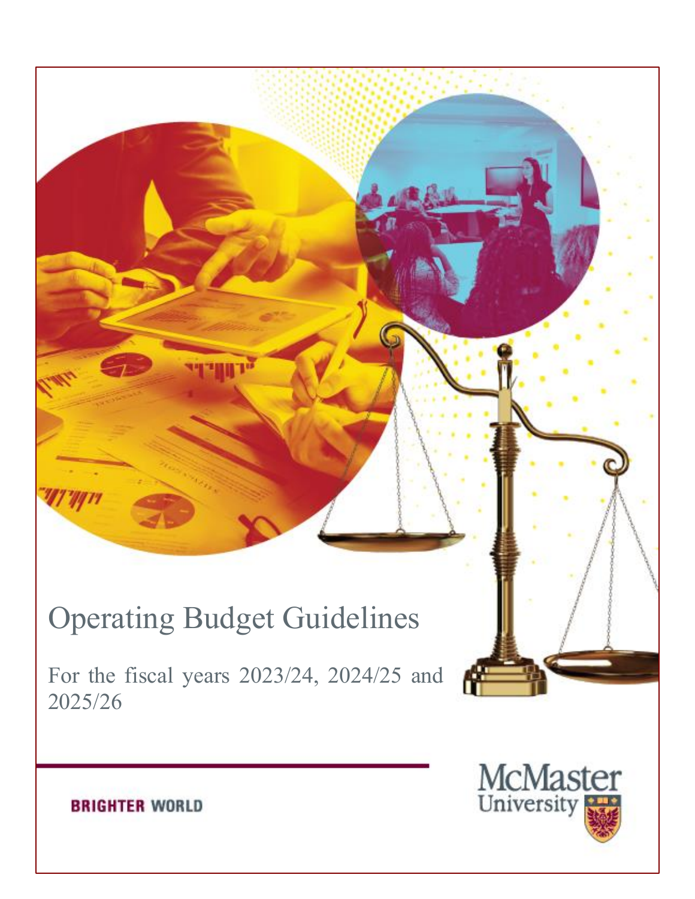# Operating Budget Guidelines

For the fiscal years 2023/24, 2024/25 and 2025/26

BRIGHTER WORLD

McMaster University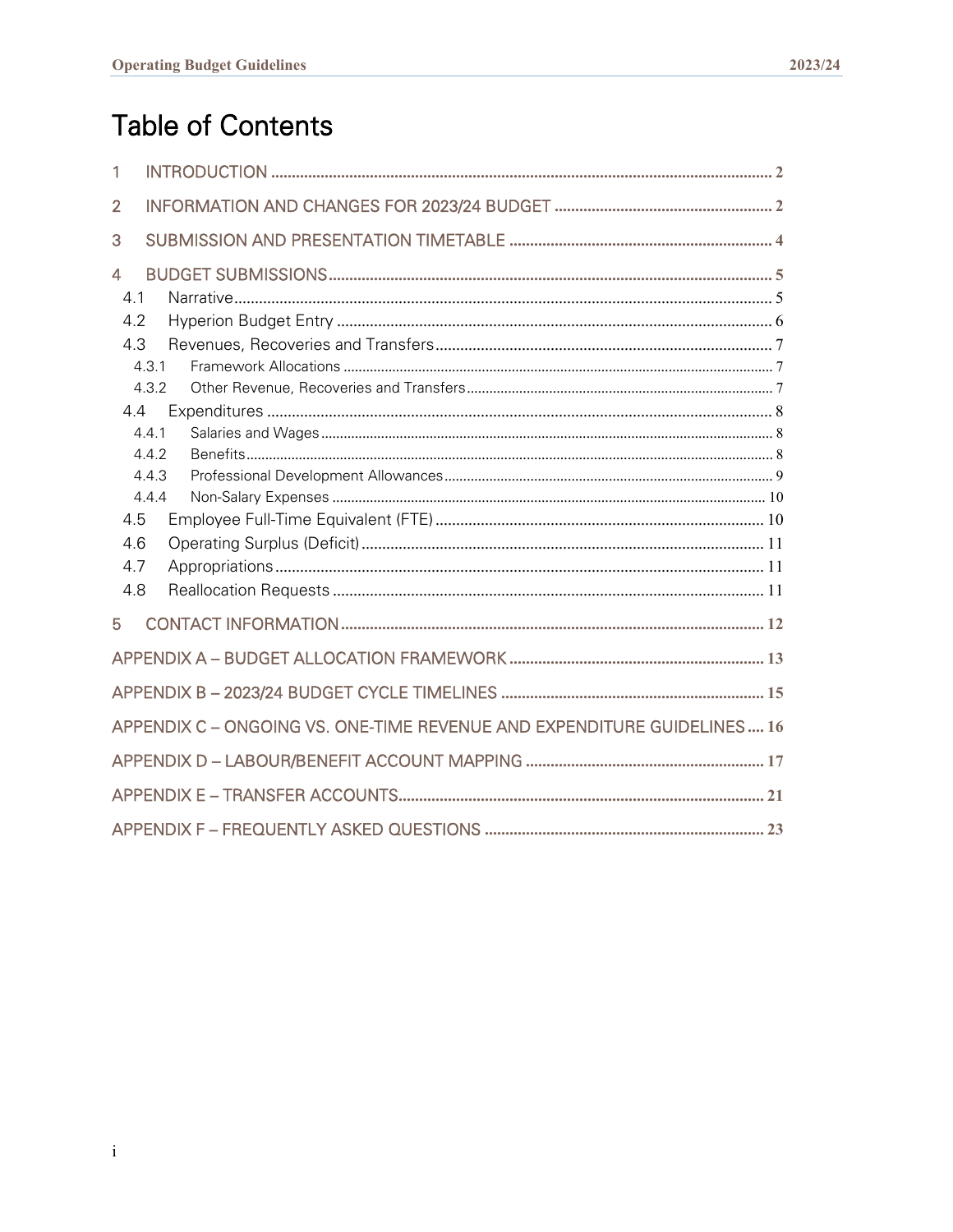# Table of Contents

1 INTRODUCTION ..... 2

2 INFORMATION AND CHANGES FOR 2023/24 BUDGET ..... 2

3 SUBMISSION AND PRESENTATION TIMETABLE ..... 4

4 BUDGET SUBMISSIONS ..... 5

- 4.1 Narrative ..... 5
- 4.2 Hyperion Budget Entry ..... 6
- 4.3 Revenues, Recoveries and Transfers ..... 7
  - 4.3.1 Framework Allocations ..... 7
  - 4.3.2 Other Revenue, Recoveries and Transfers ..... 7
- 4.4 Expenditures ..... 8
  - 4.4.1 Salaries and Wages ..... 8
  - 4.4.2 Benefits ..... 8
  - 4.4.3 Professional Development Allowances ..... 9
  - 4.4.4 Non-Salary Expenses ..... 10
- 4.5 Employee Full-Time Equivalent (FTE) ..... 10
- 4.6 Operating Surplus (Deficit) ..... 11
- 4.7 Appropriations ..... 11
- 4.8 Reallocation Requests ..... 11

5 CONTACT INFORMATION ..... 12

APPENDIX A – BUDGET ALLOCATION FRAMEWORK ..... 13

APPENDIX B – 2023/24 BUDGET CYCLE TIMELINES ..... 15

APPENDIX C – ONGOING VS. ONE-TIME REVENUE AND EXPENDITURE GUIDELINES ..... 16

APPENDIX D – LABOUR/BENEFIT ACCOUNT MAPPING ..... 17

APPENDIX E – TRANSFER ACCOUNTS ..... 21

APPENDIX F – FREQUENTLY ASKED QUESTIONS ..... 23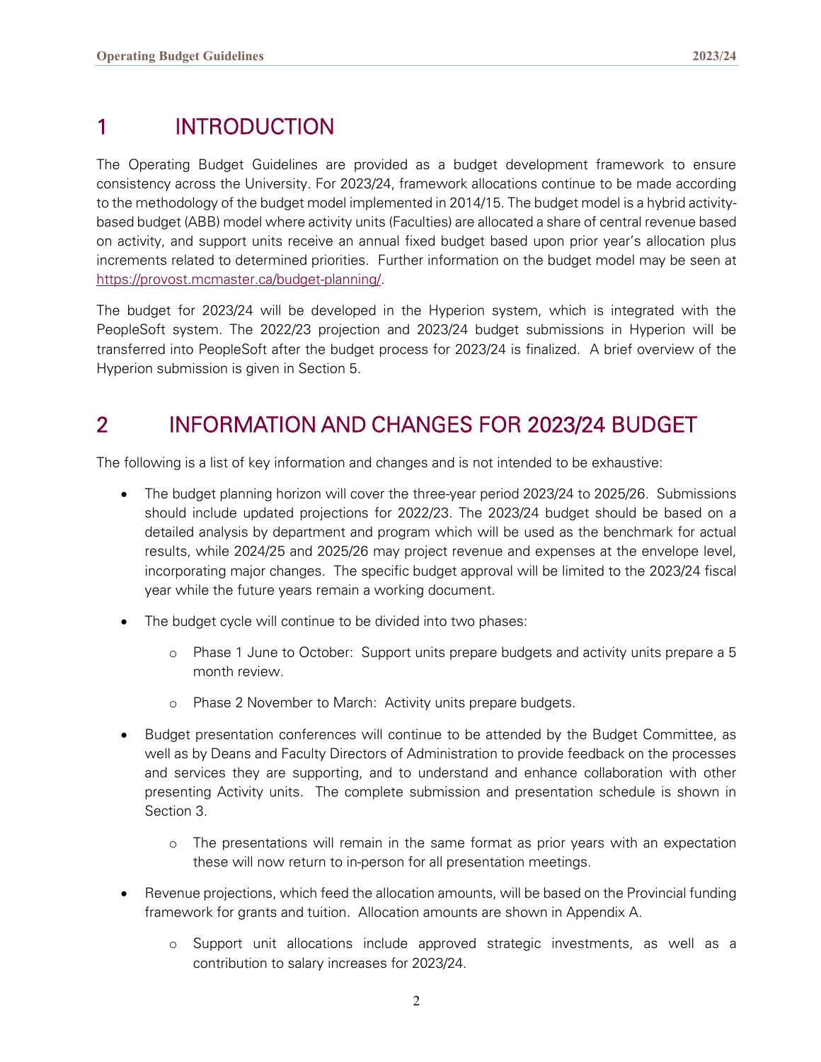# 1 INTRODUCTION

The Operating Budget Guidelines are provided as a budget development framework to ensure consistency across the University. For 2023/24, framework allocations continue to be made according to the methodology of the budget model implemented in 2014/15. The budget model is a hybrid activity-based budget (ABB) model where activity units (Faculties) are allocated a share of central revenue based on activity, and support units receive an annual fixed budget based upon prior year's allocation plus increments related to determined priorities. Further information on the budget model may be seen at https://provost.mcmaster.ca/budget-planning/.

The budget for 2023/24 will be developed in the Hyperion system, which is integrated with the PeopleSoft system. The 2022/23 projection and 2023/24 budget submissions in Hyperion will be transferred into PeopleSoft after the budget process for 2023/24 is finalized. A brief overview of the Hyperion submission is given in Section 5.

# 2 INFORMATION AND CHANGES FOR 2023/24 BUDGET

The following is a list of key information and changes and is not intended to be exhaustive:

- The budget planning horizon will cover the three-year period 2023/24 to 2025/26. Submissions should include updated projections for 2022/23. The 2023/24 budget should be based on a detailed analysis by department and program which will be used as the benchmark for actual results, while 2024/25 and 2025/26 may project revenue and expenses at the envelope level, incorporating major changes. The specific budget approval will be limited to the 2023/24 fiscal year while the future years remain a working document.
- The budget cycle will continue to be divided into two phases:
  - Phase 1 June to October: Support units prepare budgets and activity units prepare a 5 month review.
  - Phase 2 November to March: Activity units prepare budgets.
- Budget presentation conferences will continue to be attended by the Budget Committee, as well as by Deans and Faculty Directors of Administration to provide feedback on the processes and services they are supporting, and to understand and enhance collaboration with other presenting Activity units. The complete submission and presentation schedule is shown in Section 3.
  - The presentations will remain in the same format as prior years with an expectation these will now return to in-person for all presentation meetings.
- Revenue projections, which feed the allocation amounts, will be based on the Provincial funding framework for grants and tuition. Allocation amounts are shown in Appendix A.
  - Support unit allocations include approved strategic investments, as well as a contribution to salary increases for 2023/24.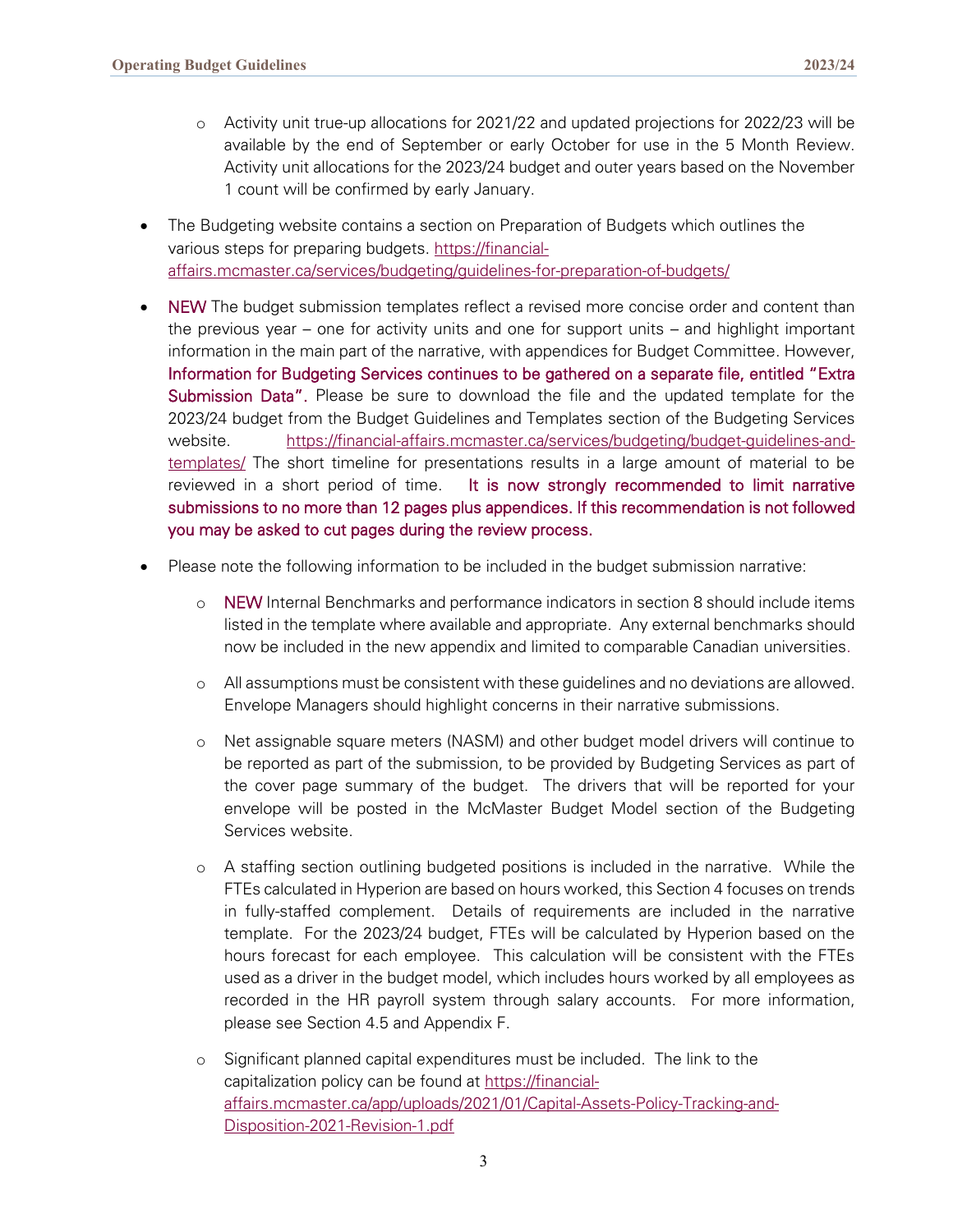- Activity unit true-up allocations for 2021/22 and updated projections for 2022/23 will be available by the end of September or early October for use in the 5 Month Review. Activity unit allocations for the 2023/24 budget and outer years based on the November 1 count will be confirmed by early January.

- The Budgeting website contains a section on Preparation of Budgets which outlines the various steps for preparing budgets. https://financial-affairs.mcmaster.ca/services/budgeting/guidelines-for-preparation-of-budgets/

- NEW The budget submission templates reflect a revised more concise order and content than the previous year – one for activity units and one for support units – and highlight important information in the main part of the narrative, with appendices for Budget Committee. However, Information for Budgeting Services continues to be gathered on a separate file, entitled "Extra Submission Data". Please be sure to download the file and the updated template for the 2023/24 budget from the Budget Guidelines and Templates section of the Budgeting Services website. https://financial-affairs.mcmaster.ca/services/budgeting/budget-guidelines-and-templates/ The short timeline for presentations results in a large amount of material to be reviewed in a short period of time. It is now strongly recommended to limit narrative submissions to no more than 12 pages plus appendices. If this recommendation is not followed you may be asked to cut pages during the review process.

- Please note the following information to be included in the budget submission narrative:
  - NEW Internal Benchmarks and performance indicators in section 8 should include items listed in the template where available and appropriate. Any external benchmarks should now be included in the new appendix and limited to comparable Canadian universities.
  - All assumptions must be consistent with these guidelines and no deviations are allowed. Envelope Managers should highlight concerns in their narrative submissions.
  - Net assignable square meters (NASM) and other budget model drivers will continue to be reported as part of the submission, to be provided by Budgeting Services as part of the cover page summary of the budget. The drivers that will be reported for your envelope will be posted in the McMaster Budget Model section of the Budgeting Services website.
  - A staffing section outlining budgeted positions is included in the narrative. While the FTEs calculated in Hyperion are based on hours worked, this Section 4 focuses on trends in fully-staffed complement. Details of requirements are included in the narrative template. For the 2023/24 budget, FTEs will be calculated by Hyperion based on the hours forecast for each employee. This calculation will be consistent with the FTEs used as a driver in the budget model, which includes hours worked by all employees as recorded in the HR payroll system through salary accounts. For more information, please see Section 4.5 and Appendix F.
  - Significant planned capital expenditures must be included. The link to the capitalization policy can be found at https://financial-affairs.mcmaster.ca/app/uploads/2021/01/Capital-Assets-Policy-Tracking-and-Disposition-2021-Revision-1.pdf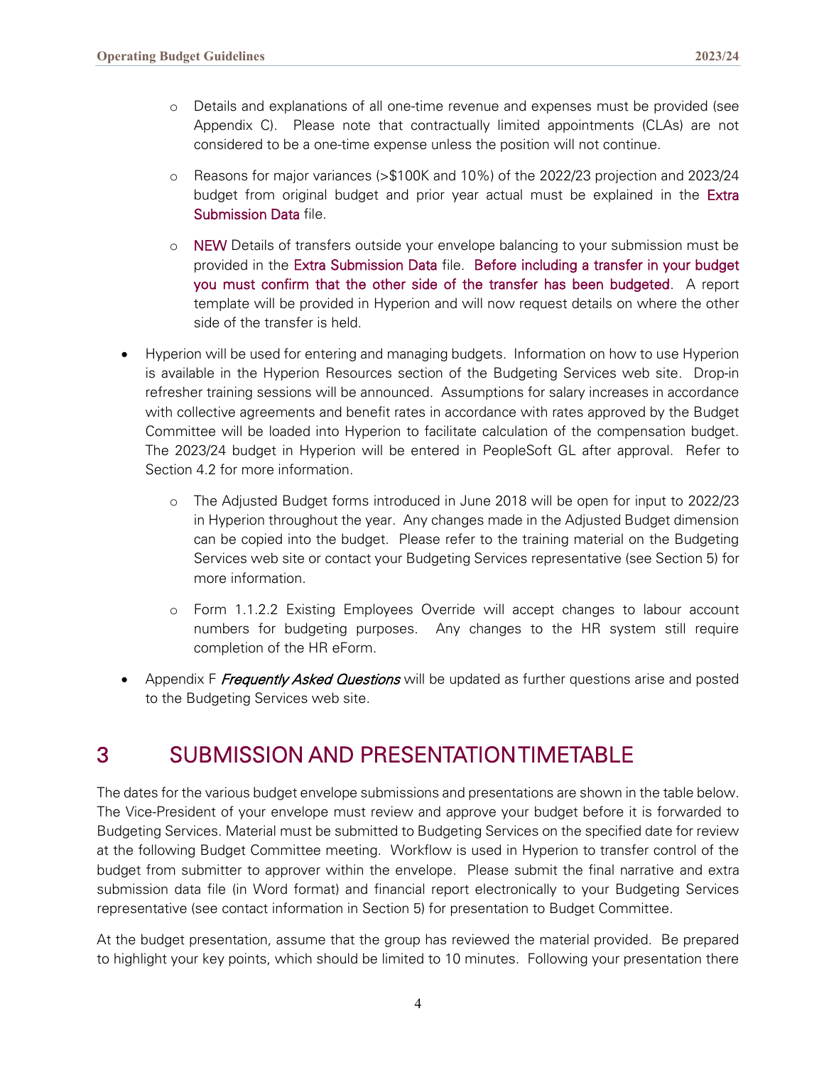- Details and explanations of all one-time revenue and expenses must be provided (see Appendix C). Please note that contractually limited appointments (CLAs) are not considered to be a one-time expense unless the position will not continue.
    - Reasons for major variances (>$100K and 10%) of the 2022/23 projection and 2023/24 budget from original budget and prior year actual must be explained in the Extra Submission Data file.
    - NEW Details of transfers outside your envelope balancing to your submission must be provided in the Extra Submission Data file. Before including a transfer in your budget you must confirm that the other side of the transfer has been budgeted. A report template will be provided in Hyperion and will now request details on where the other side of the transfer is held.

- Hyperion will be used for entering and managing budgets. Information on how to use Hyperion is available in the Hyperion Resources section of the Budgeting Services web site. Drop-in refresher training sessions will be announced. Assumptions for salary increases in accordance with collective agreements and benefit rates in accordance with rates approved by the Budget Committee will be loaded into Hyperion to facilitate calculation of the compensation budget. The 2023/24 budget in Hyperion will be entered in PeopleSoft GL after approval. Refer to Section 4.2 for more information.
    - The Adjusted Budget forms introduced in June 2018 will be open for input to 2022/23 in Hyperion throughout the year. Any changes made in the Adjusted Budget dimension can be copied into the budget. Please refer to the training material on the Budgeting Services web site or contact your Budgeting Services representative (see Section 5) for more information.
    - Form 1.1.2.2 Existing Employees Override will accept changes to labour account numbers for budgeting purposes. Any changes to the HR system still require completion of the HR eForm.

- Appendix F *Frequently Asked Questions* will be updated as further questions arise and posted to the Budgeting Services web site.

# 3 SUBMISSION AND PRESENTATION TIMETABLE

The dates for the various budget envelope submissions and presentations are shown in the table below. The Vice-President of your envelope must review and approve your budget before it is forwarded to Budgeting Services. Material must be submitted to Budgeting Services on the specified date for review at the following Budget Committee meeting. Workflow is used in Hyperion to transfer control of the budget from submitter to approver within the envelope. Please submit the final narrative and extra submission data file (in Word format) and financial report electronically to your Budgeting Services representative (see contact information in Section 5) for presentation to Budget Committee.

At the budget presentation, assume that the group has reviewed the material provided. Be prepared to highlight your key points, which should be limited to 10 minutes. Following your presentation there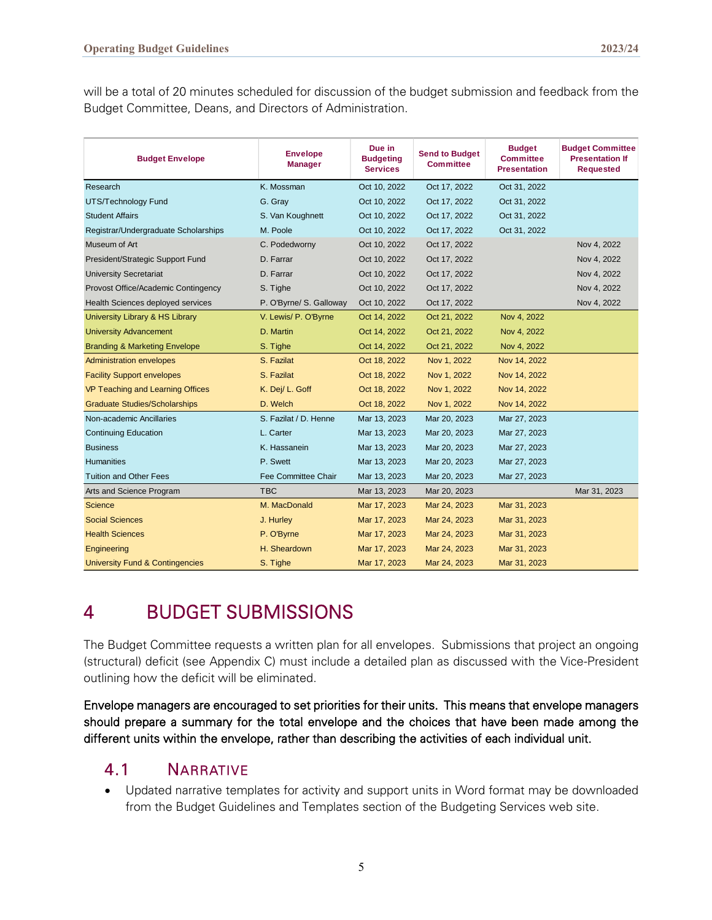will be a total of 20 minutes scheduled for discussion of the budget submission and feedback from the Budget Committee, Deans, and Directors of Administration.

| Budget Envelope | Envelope Manager | Due in Budgeting Services | Send to Budget Committee | Budget Committee Presentation | Budget Committee Presentation If Requested |
|---|---|---|---|---|---|
| Research | K. Mossman | Oct 10, 2022 | Oct 17, 2022 | Oct 31, 2022 | |
| UTS/Technology Fund | G. Gray | Oct 10, 2022 | Oct 17, 2022 | Oct 31, 2022 | |
| Student Affairs | S. Van Koughnett | Oct 10, 2022 | Oct 17, 2022 | Oct 31, 2022 | |
| Registrar/Undergraduate Scholarships | M. Poole | Oct 10, 2022 | Oct 17, 2022 | Oct 31, 2022 | |
| Museum of Art | C. Podedworny | Oct 10, 2022 | Oct 17, 2022 | | Nov 4, 2022 |
| President/Strategic Support Fund | D. Farrar | Oct 10, 2022 | Oct 17, 2022 | | Nov 4, 2022 |
| University Secretariat | D. Farrar | Oct 10, 2022 | Oct 17, 2022 | | Nov 4, 2022 |
| Provost Office/Academic Contingency | S. Tighe | Oct 10, 2022 | Oct 17, 2022 | | Nov 4, 2022 |
| Health Sciences deployed services | P. O'Byrne/ S. Galloway | Oct 10, 2022 | Oct 17, 2022 | | Nov 4, 2022 |
| University Library & HS Library | V. Lewis/ P. O'Byrne | Oct 14, 2022 | Oct 21, 2022 | Nov 4, 2022 | |
| University Advancement | D. Martin | Oct 14, 2022 | Oct 21, 2022 | Nov 4, 2022 | |
| Branding & Marketing Envelope | S. Tighe | Oct 14, 2022 | Oct 21, 2022 | Nov 4, 2022 | |
| Administration envelopes | S. Fazilat | Oct 18, 2022 | Nov 1, 2022 | Nov 14, 2022 | |
| Facility Support envelopes | S. Fazilat | Oct 18, 2022 | Nov 1, 2022 | Nov 14, 2022 | |
| VP Teaching and Learning Offices | K. Dej/ L. Goff | Oct 18, 2022 | Nov 1, 2022 | Nov 14, 2022 | |
| Graduate Studies/Scholarships | D. Welch | Oct 18, 2022 | Nov 1, 2022 | Nov 14, 2022 | |
| Non-academic Ancillaries | S. Fazilat / D. Henne | Mar 13, 2023 | Mar 20, 2023 | Mar 27, 2023 | |
| Continuing Education | L. Carter | Mar 13, 2023 | Mar 20, 2023 | Mar 27, 2023 | |
| Business | K. Hassanein | Mar 13, 2023 | Mar 20, 2023 | Mar 27, 2023 | |
| Humanities | P. Swett | Mar 13, 2023 | Mar 20, 2023 | Mar 27, 2023 | |
| Tuition and Other Fees | Fee Committee Chair | Mar 13, 2023 | Mar 20, 2023 | Mar 27, 2023 | |
| Arts and Science Program | TBC | Mar 13, 2023 | Mar 20, 2023 | | Mar 31, 2023 |
| Science | M. MacDonald | Mar 17, 2023 | Mar 24, 2023 | Mar 31, 2023 | |
| Social Sciences | J. Hurley | Mar 17, 2023 | Mar 24, 2023 | Mar 31, 2023 | |
| Health Sciences | P. O'Byrne | Mar 17, 2023 | Mar 24, 2023 | Mar 31, 2023 | |
| Engineering | H. Sheardown | Mar 17, 2023 | Mar 24, 2023 | Mar 31, 2023 | |
| University Fund & Contingencies | S. Tighe | Mar 17, 2023 | Mar 24, 2023 | Mar 31, 2023 | |

# 4 BUDGET SUBMISSIONS

The Budget Committee requests a written plan for all envelopes. Submissions that project an ongoing (structural) deficit (see Appendix C) must include a detailed plan as discussed with the Vice-President outlining how the deficit will be eliminated.

**Envelope managers are encouraged to set priorities for their units. This means that envelope managers should prepare a summary for the total envelope and the choices that have been made among the different units within the envelope, rather than describing the activities of each individual unit.**

## 4.1 Narrative

- Updated narrative templates for activity and support units in Word format may be downloaded from the Budget Guidelines and Templates section of the Budgeting Services web site.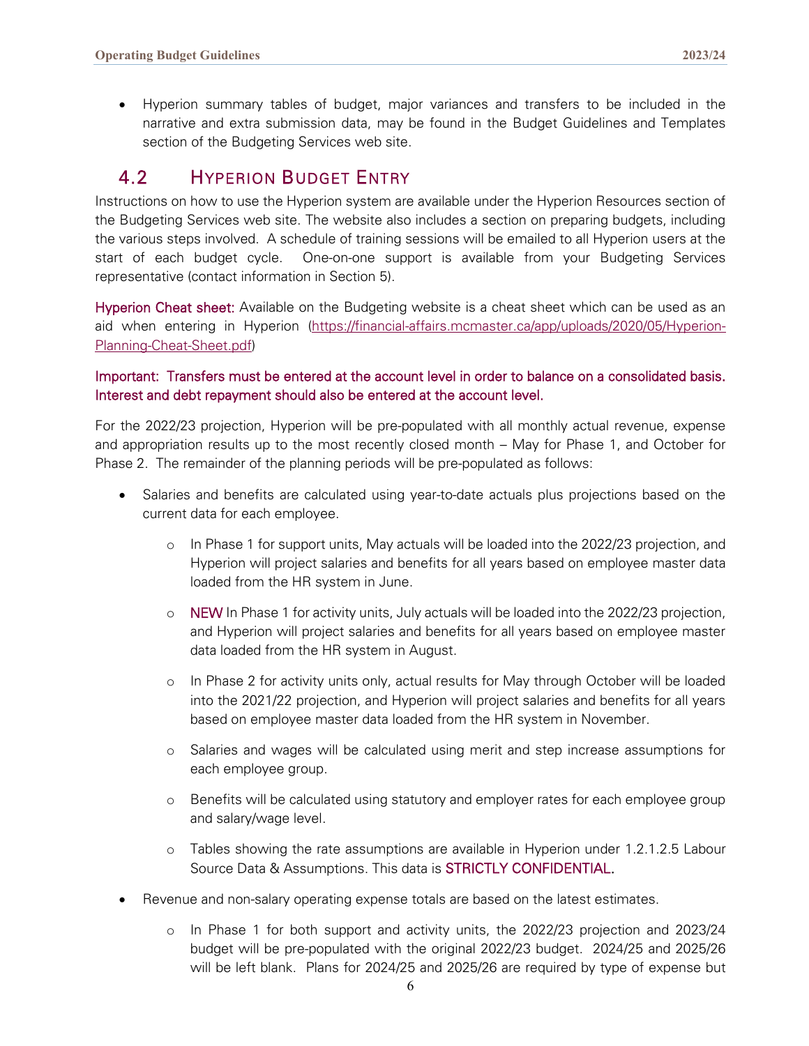- Hyperion summary tables of budget, major variances and transfers to be included in the narrative and extra submission data, may be found in the Budget Guidelines and Templates section of the Budgeting Services web site.

## 4.2 Hyperion Budget Entry

Instructions on how to use the Hyperion system are available under the Hyperion Resources section of the Budgeting Services web site. The website also includes a section on preparing budgets, including the various steps involved. A schedule of training sessions will be emailed to all Hyperion users at the start of each budget cycle. One-on-one support is available from your Budgeting Services representative (contact information in Section 5).

Hyperion Cheat sheet: Available on the Budgeting website is a cheat sheet which can be used as an aid when entering in Hyperion (https://financial-affairs.mcmaster.ca/app/uploads/2020/05/Hyperion-Planning-Cheat-Sheet.pdf)

**Important: Transfers must be entered at the account level in order to balance on a consolidated basis. Interest and debt repayment should also be entered at the account level.**

For the 2022/23 projection, Hyperion will be pre-populated with all monthly actual revenue, expense and appropriation results up to the most recently closed month – May for Phase 1, and October for Phase 2. The remainder of the planning periods will be pre-populated as follows:

- Salaries and benefits are calculated using year-to-date actuals plus projections based on the current data for each employee.
  - In Phase 1 for support units, May actuals will be loaded into the 2022/23 projection, and Hyperion will project salaries and benefits for all years based on employee master data loaded from the HR system in June.
  - NEW In Phase 1 for activity units, July actuals will be loaded into the 2022/23 projection, and Hyperion will project salaries and benefits for all years based on employee master data loaded from the HR system in August.
  - In Phase 2 for activity units only, actual results for May through October will be loaded into the 2021/22 projection, and Hyperion will project salaries and benefits for all years based on employee master data loaded from the HR system in November.
  - Salaries and wages will be calculated using merit and step increase assumptions for each employee group.
  - Benefits will be calculated using statutory and employer rates for each employee group and salary/wage level.
  - Tables showing the rate assumptions are available in Hyperion under 1.2.1.2.5 Labour Source Data & Assumptions. This data is STRICTLY CONFIDENTIAL.
- Revenue and non-salary operating expense totals are based on the latest estimates.
  - In Phase 1 for both support and activity units, the 2022/23 projection and 2023/24 budget will be pre-populated with the original 2022/23 budget. 2024/25 and 2025/26 will be left blank. Plans for 2024/25 and 2025/26 are required by type of expense but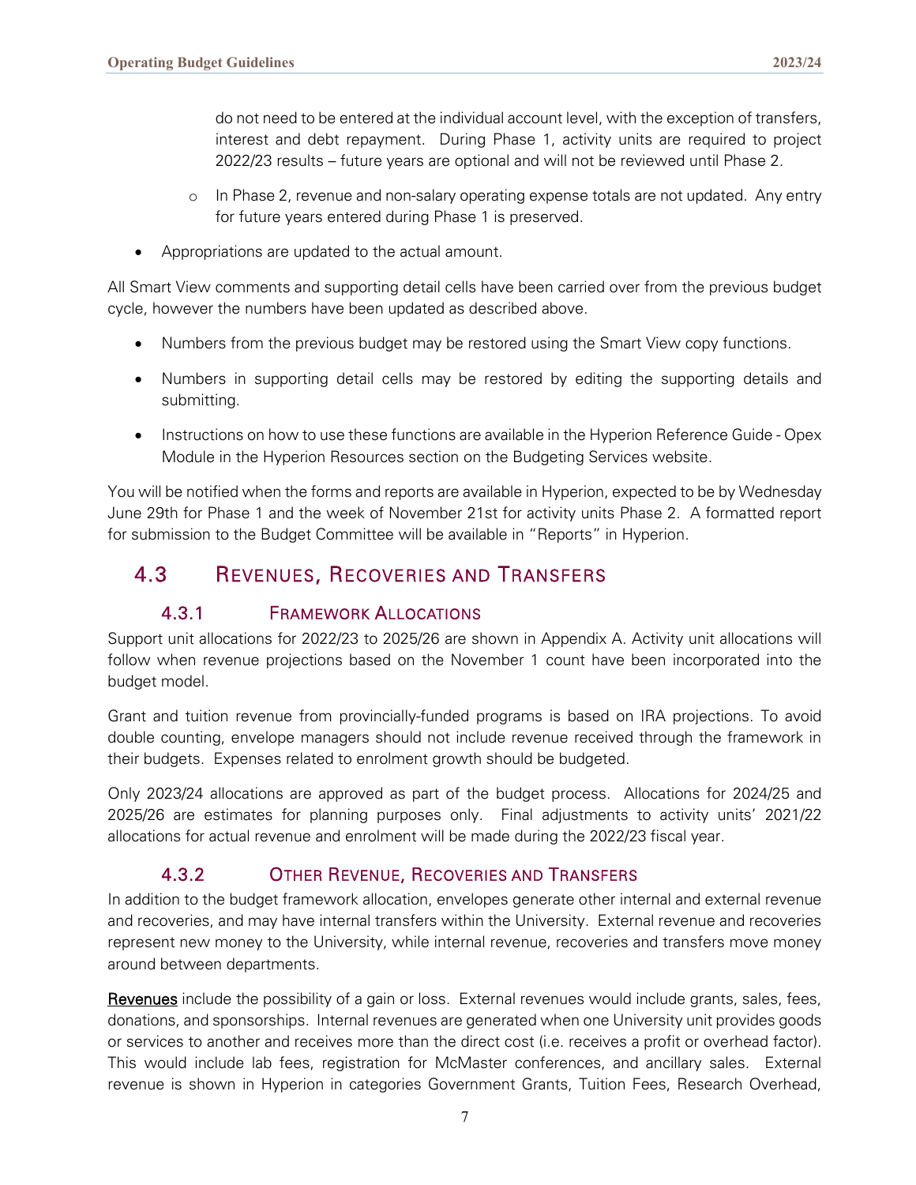do not need to be entered at the individual account level, with the exception of transfers, interest and debt repayment. During Phase 1, activity units are required to project 2022/23 results – future years are optional and will not be reviewed until Phase 2.

  - In Phase 2, revenue and non-salary operating expense totals are not updated. Any entry for future years entered during Phase 1 is preserved.

- Appropriations are updated to the actual amount.

All Smart View comments and supporting detail cells have been carried over from the previous budget cycle, however the numbers have been updated as described above.

- Numbers from the previous budget may be restored using the Smart View copy functions.
- Numbers in supporting detail cells may be restored by editing the supporting details and submitting.
- Instructions on how to use these functions are available in the Hyperion Reference Guide - Opex Module in the Hyperion Resources section on the Budgeting Services website.

You will be notified when the forms and reports are available in Hyperion, expected to be by Wednesday June 29th for Phase 1 and the week of November 21st for activity units Phase 2. A formatted report for submission to the Budget Committee will be available in "Reports" in Hyperion.

## 4.3 Revenues, Recoveries and Transfers

### 4.3.1 Framework Allocations

Support unit allocations for 2022/23 to 2025/26 are shown in Appendix A. Activity unit allocations will follow when revenue projections based on the November 1 count have been incorporated into the budget model.

Grant and tuition revenue from provincially-funded programs is based on IRA projections. To avoid double counting, envelope managers should not include revenue received through the framework in their budgets. Expenses related to enrolment growth should be budgeted.

Only 2023/24 allocations are approved as part of the budget process. Allocations for 2024/25 and 2025/26 are estimates for planning purposes only. Final adjustments to activity units' 2021/22 allocations for actual revenue and enrolment will be made during the 2022/23 fiscal year.

### 4.3.2 Other Revenue, Recoveries and Transfers

In addition to the budget framework allocation, envelopes generate other internal and external revenue and recoveries, and may have internal transfers within the University. External revenue and recoveries represent new money to the University, while internal revenue, recoveries and transfers move money around between departments.

Revenues include the possibility of a gain or loss. External revenues would include grants, sales, fees, donations, and sponsorships. Internal revenues are generated when one University unit provides goods or services to another and receives more than the direct cost (i.e. receives a profit or overhead factor). This would include lab fees, registration for McMaster conferences, and ancillary sales. External revenue is shown in Hyperion in categories Government Grants, Tuition Fees, Research Overhead,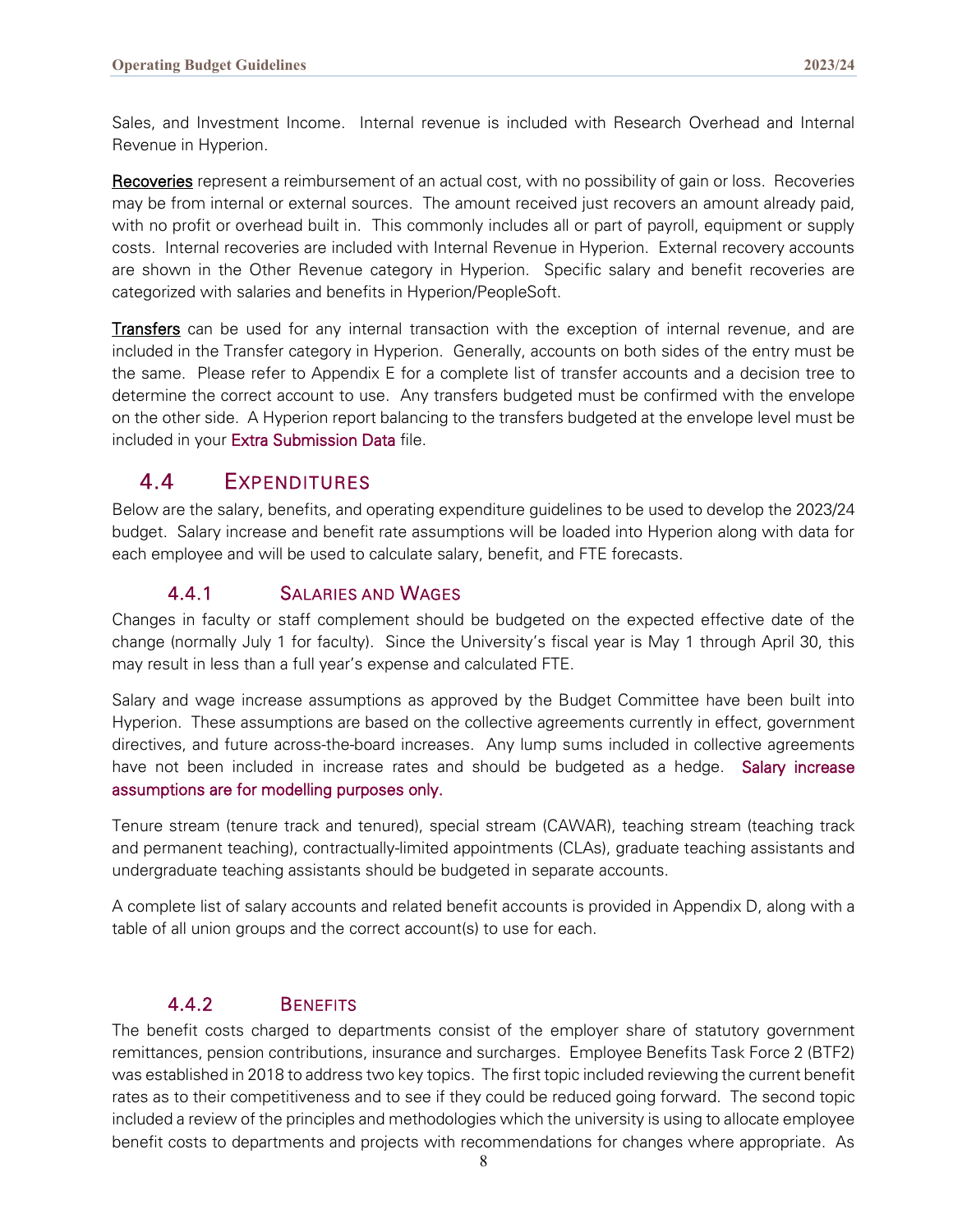Sales, and Investment Income. Internal revenue is included with Research Overhead and Internal Revenue in Hyperion.

Recoveries represent a reimbursement of an actual cost, with no possibility of gain or loss. Recoveries may be from internal or external sources. The amount received just recovers an amount already paid, with no profit or overhead built in. This commonly includes all or part of payroll, equipment or supply costs. Internal recoveries are included with Internal Revenue in Hyperion. External recovery accounts are shown in the Other Revenue category in Hyperion. Specific salary and benefit recoveries are categorized with salaries and benefits in Hyperion/PeopleSoft.

Transfers can be used for any internal transaction with the exception of internal revenue, and are included in the Transfer category in Hyperion. Generally, accounts on both sides of the entry must be the same. Please refer to Appendix E for a complete list of transfer accounts and a decision tree to determine the correct account to use. Any transfers budgeted must be confirmed with the envelope on the other side. A Hyperion report balancing to the transfers budgeted at the envelope level must be included in your Extra Submission Data file.

## 4.4 Expenditures

Below are the salary, benefits, and operating expenditure guidelines to be used to develop the 2023/24 budget. Salary increase and benefit rate assumptions will be loaded into Hyperion along with data for each employee and will be used to calculate salary, benefit, and FTE forecasts.

### 4.4.1 Salaries and Wages

Changes in faculty or staff complement should be budgeted on the expected effective date of the change (normally July 1 for faculty). Since the University's fiscal year is May 1 through April 30, this may result in less than a full year's expense and calculated FTE.

Salary and wage increase assumptions as approved by the Budget Committee have been built into Hyperion. These assumptions are based on the collective agreements currently in effect, government directives, and future across-the-board increases. Any lump sums included in collective agreements have not been included in increase rates and should be budgeted as a hedge. Salary increase assumptions are for modelling purposes only.

Tenure stream (tenure track and tenured), special stream (CAWAR), teaching stream (teaching track and permanent teaching), contractually-limited appointments (CLAs), graduate teaching assistants and undergraduate teaching assistants should be budgeted in separate accounts.

A complete list of salary accounts and related benefit accounts is provided in Appendix D, along with a table of all union groups and the correct account(s) to use for each.

### 4.4.2 Benefits

The benefit costs charged to departments consist of the employer share of statutory government remittances, pension contributions, insurance and surcharges. Employee Benefits Task Force 2 (BTF2) was established in 2018 to address two key topics. The first topic included reviewing the current benefit rates as to their competitiveness and to see if they could be reduced going forward. The second topic included a review of the principles and methodologies which the university is using to allocate employee benefit costs to departments and projects with recommendations for changes where appropriate. As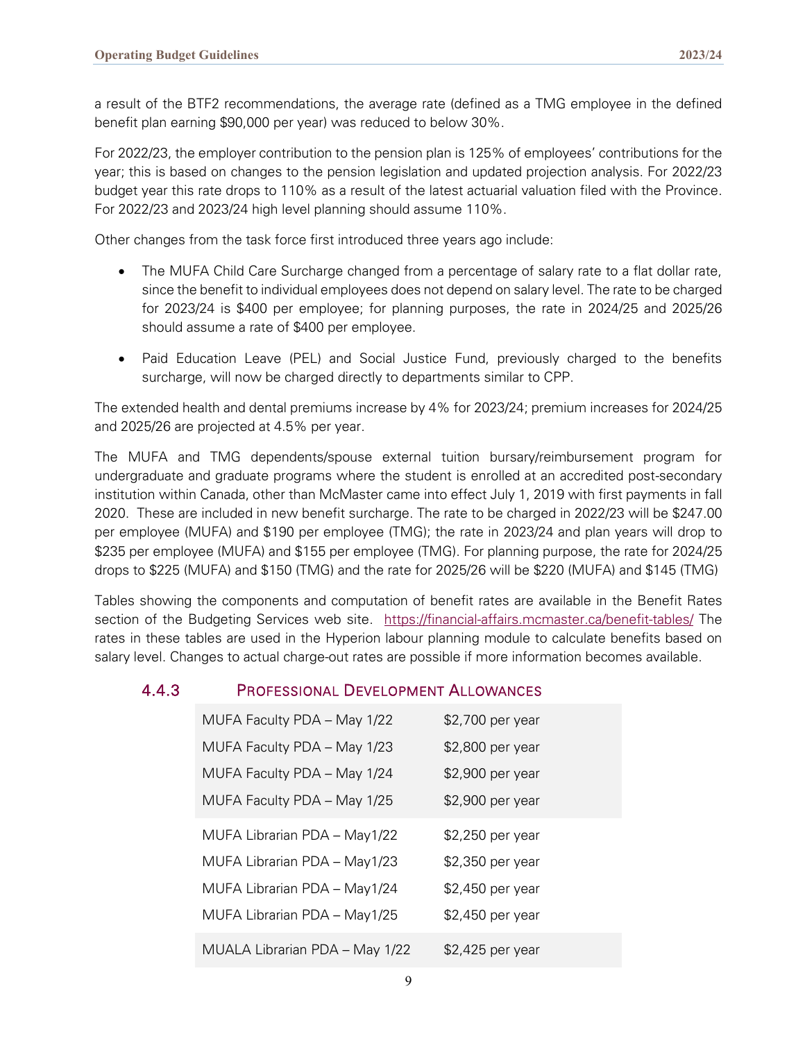a result of the BTF2 recommendations, the average rate (defined as a TMG employee in the defined benefit plan earning $90,000 per year) was reduced to below 30%.

For 2022/23, the employer contribution to the pension plan is 125% of employees' contributions for the year; this is based on changes to the pension legislation and updated projection analysis. For 2022/23 budget year this rate drops to 110% as a result of the latest actuarial valuation filed with the Province. For 2022/23 and 2023/24 high level planning should assume 110%.

Other changes from the task force first introduced three years ago include:

- The MUFA Child Care Surcharge changed from a percentage of salary rate to a flat dollar rate, since the benefit to individual employees does not depend on salary level. The rate to be charged for 2023/24 is $400 per employee; for planning purposes, the rate in 2024/25 and 2025/26 should assume a rate of $400 per employee.
- Paid Education Leave (PEL) and Social Justice Fund, previously charged to the benefits surcharge, will now be charged directly to departments similar to CPP.

The extended health and dental premiums increase by 4% for 2023/24; premium increases for 2024/25 and 2025/26 are projected at 4.5% per year.

The MUFA and TMG dependents/spouse external tuition bursary/reimbursement program for undergraduate and graduate programs where the student is enrolled at an accredited post-secondary institution within Canada, other than McMaster came into effect July 1, 2019 with first payments in fall 2020. These are included in new benefit surcharge. The rate to be charged in 2022/23 will be $247.00 per employee (MUFA) and $190 per employee (TMG); the rate in 2023/24 and plan years will drop to $235 per employee (MUFA) and $155 per employee (TMG). For planning purpose, the rate for 2024/25 drops to $225 (MUFA) and $150 (TMG) and the rate for 2025/26 will be $220 (MUFA) and $145 (TMG)

Tables showing the components and computation of benefit rates are available in the Benefit Rates section of the Budgeting Services web site. https://financial-affairs.mcmaster.ca/benefit-tables/ The rates in these tables are used in the Hyperion labour planning module to calculate benefits based on salary level. Changes to actual charge-out rates are possible if more information becomes available.

### 4.4.3 Professional Development Allowances

| | |
|---|---|
| MUFA Faculty PDA – May 1/22 | $2,700 per year |
| MUFA Faculty PDA – May 1/23 | $2,800 per year |
| MUFA Faculty PDA – May 1/24 | $2,900 per year |
| MUFA Faculty PDA – May 1/25 | $2,900 per year |
| MUFA Librarian PDA – May1/22 | $2,250 per year |
| MUFA Librarian PDA – May1/23 | $2,350 per year |
| MUFA Librarian PDA – May1/24 | $2,450 per year |
| MUFA Librarian PDA – May1/25 | $2,450 per year |
| MUALA Librarian PDA – May 1/22 | $2,425 per year |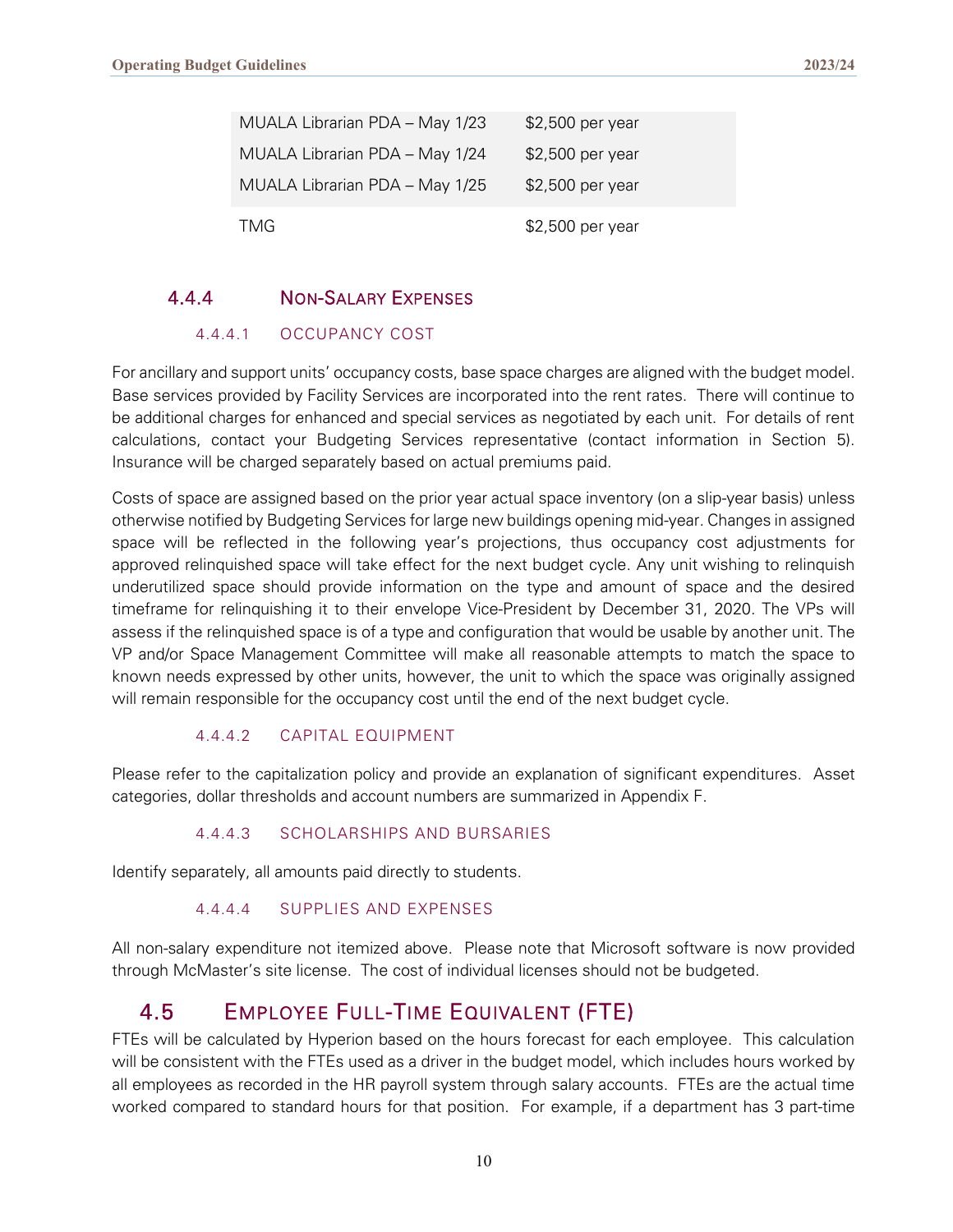| | |
|---|---|
| MUALA Librarian PDA – May 1/23 | $2,500 per year |
| MUALA Librarian PDA – May 1/24 | $2,500 per year |
| MUALA Librarian PDA – May 1/25 | $2,500 per year |
| TMG | $2,500 per year |

### 4.4.4 Non-Salary Expenses

#### 4.4.4.1 Occupancy Cost

For ancillary and support units' occupancy costs, base space charges are aligned with the budget model. Base services provided by Facility Services are incorporated into the rent rates. There will continue to be additional charges for enhanced and special services as negotiated by each unit. For details of rent calculations, contact your Budgeting Services representative (contact information in Section 5). Insurance will be charged separately based on actual premiums paid.

Costs of space are assigned based on the prior year actual space inventory (on a slip-year basis) unless otherwise notified by Budgeting Services for large new buildings opening mid-year. Changes in assigned space will be reflected in the following year's projections, thus occupancy cost adjustments for approved relinquished space will take effect for the next budget cycle. Any unit wishing to relinquish underutilized space should provide information on the type and amount of space and the desired timeframe for relinquishing it to their envelope Vice-President by December 31, 2020. The VPs will assess if the relinquished space is of a type and configuration that would be usable by another unit. The VP and/or Space Management Committee will make all reasonable attempts to match the space to known needs expressed by other units, however, the unit to which the space was originally assigned will remain responsible for the occupancy cost until the end of the next budget cycle.

#### 4.4.4.2 Capital Equipment

Please refer to the capitalization policy and provide an explanation of significant expenditures. Asset categories, dollar thresholds and account numbers are summarized in Appendix F.

#### 4.4.4.3 Scholarships and Bursaries

Identify separately, all amounts paid directly to students.

#### 4.4.4.4 Supplies and Expenses

All non-salary expenditure not itemized above. Please note that Microsoft software is now provided through McMaster's site license. The cost of individual licenses should not be budgeted.

## 4.5 Employee Full-Time Equivalent (FTE)

FTEs will be calculated by Hyperion based on the hours forecast for each employee. This calculation will be consistent with the FTEs used as a driver in the budget model, which includes hours worked by all employees as recorded in the HR payroll system through salary accounts. FTEs are the actual time worked compared to standard hours for that position. For example, if a department has 3 part-time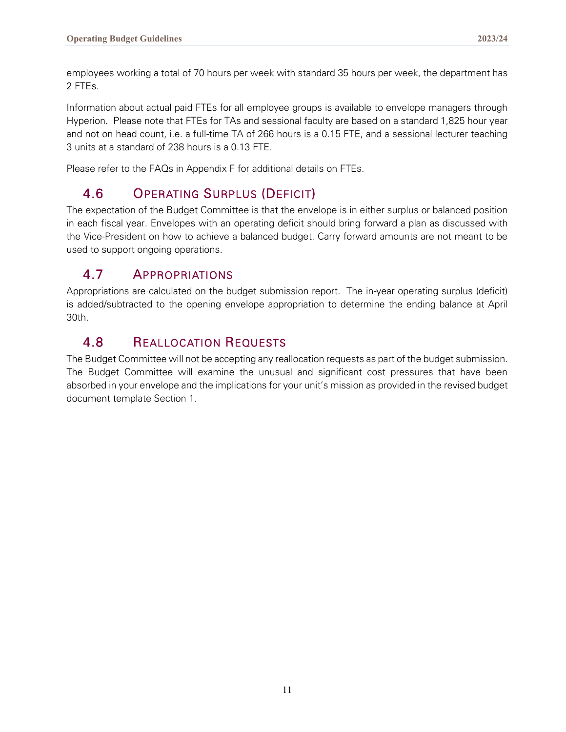employees working a total of 70 hours per week with standard 35 hours per week, the department has 2 FTEs.

Information about actual paid FTEs for all employee groups is available to envelope managers through Hyperion. Please note that FTEs for TAs and sessional faculty are based on a standard 1,825 hour year and not on head count, i.e. a full-time TA of 266 hours is a 0.15 FTE, and a sessional lecturer teaching 3 units at a standard of 238 hours is a 0.13 FTE.

Please refer to the FAQs in Appendix F for additional details on FTEs.

## 4.6 Operating Surplus (Deficit)

The expectation of the Budget Committee is that the envelope is in either surplus or balanced position in each fiscal year. Envelopes with an operating deficit should bring forward a plan as discussed with the Vice-President on how to achieve a balanced budget. Carry forward amounts are not meant to be used to support ongoing operations.

## 4.7 Appropriations

Appropriations are calculated on the budget submission report. The in-year operating surplus (deficit) is added/subtracted to the opening envelope appropriation to determine the ending balance at April 30th.

## 4.8 Reallocation Requests

The Budget Committee will not be accepting any reallocation requests as part of the budget submission. The Budget Committee will examine the unusual and significant cost pressures that have been absorbed in your envelope and the implications for your unit's mission as provided in the revised budget document template Section 1.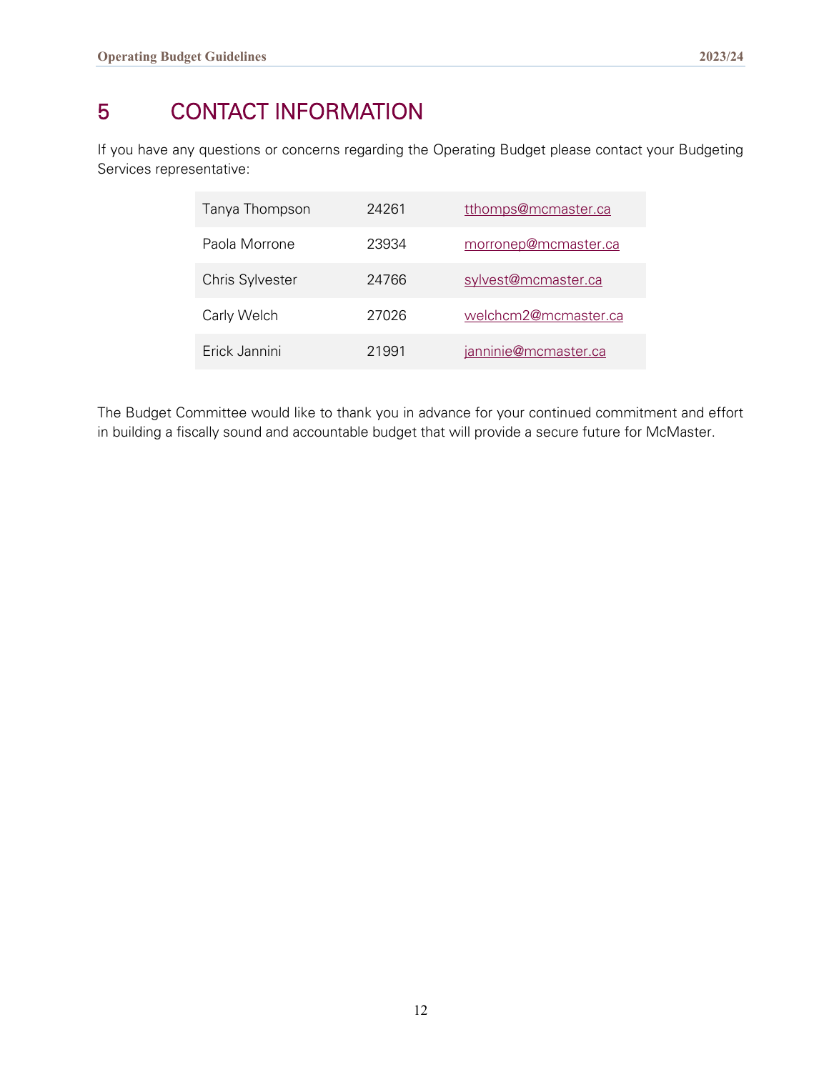# 5 CONTACT INFORMATION

If you have any questions or concerns regarding the Operating Budget please contact your Budgeting Services representative:

| | | |
|---|---|---|
| Tanya Thompson | 24261 | tthomps@mcmaster.ca |
| Paola Morrone | 23934 | morronep@mcmaster.ca |
| Chris Sylvester | 24766 | sylvest@mcmaster.ca |
| Carly Welch | 27026 | welchcm2@mcmaster.ca |
| Erick Jannini | 21991 | janninie@mcmaster.ca |

The Budget Committee would like to thank you in advance for your continued commitment and effort in building a fiscally sound and accountable budget that will provide a secure future for McMaster.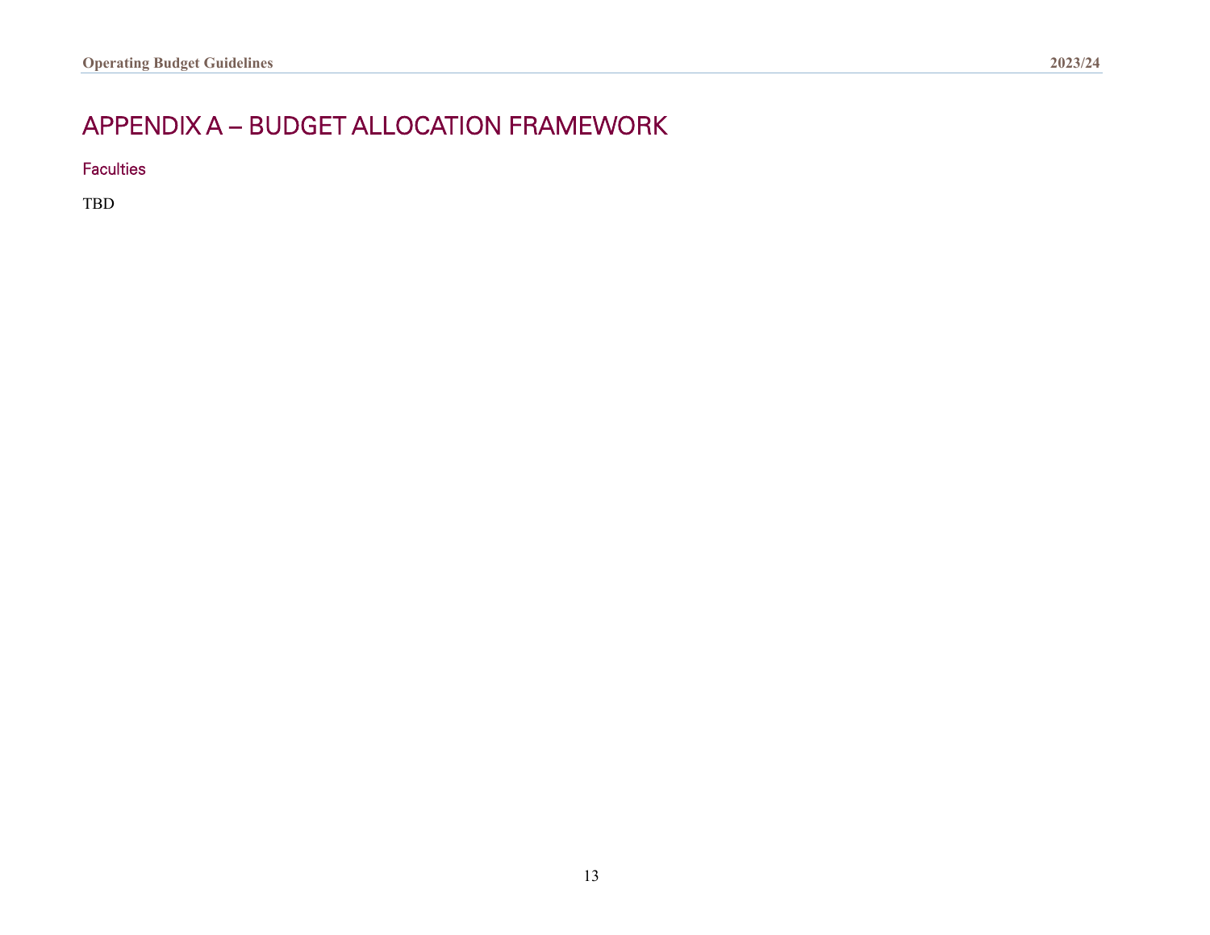# APPENDIX A – BUDGET ALLOCATION FRAMEWORK

## Faculties

TBD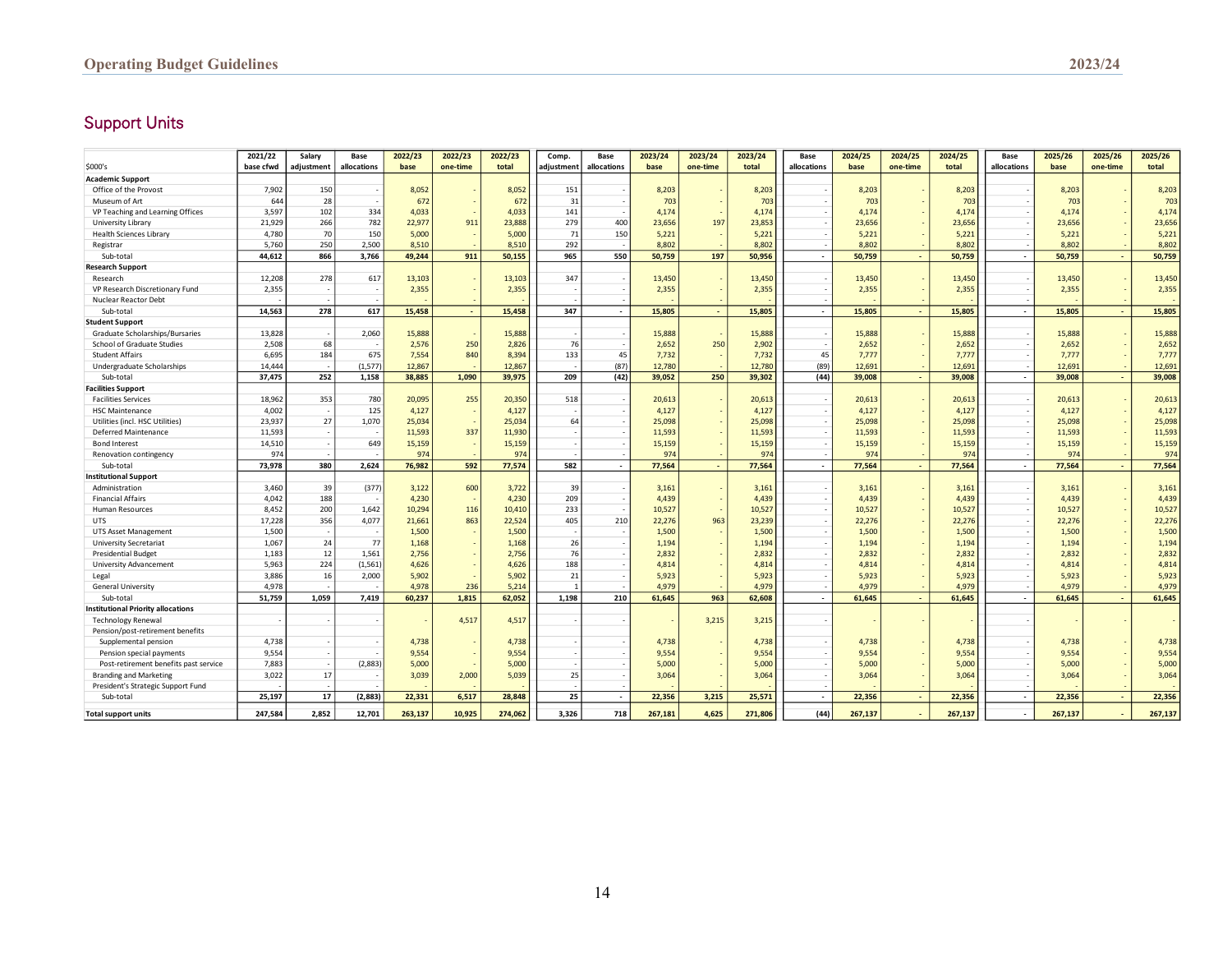## Support Units

| $000's | 2021/22 base cfwd | Salary adjustment | Base allocations | 2022/23 base | 2022/23 one-time | 2022/23 total | Comp. adjustment | Base allocations | 2023/24 base | 2023/24 one-time | 2023/24 total | Base allocations | 2024/25 base | 2024/25 one-time | 2024/25 total | Base allocations | 2025/26 base | 2025/26 one-time | 2025/26 total |
|---|---|---|---|---|---|---|---|---|---|---|---|---|---|---|---|---|---|---|---|
| **Academic Support** | | | | | | | | | | | | | | | | | | | |
| Office of the Provost | 7,902 | 150 | - | 8,052 | - | 8,052 | 151 | - | 8,203 | - | 8,203 | - | 8,203 | - | 8,203 | - | 8,203 | - | 8,203 |
| Museum of Art | 644 | 28 | - | 672 | - | 672 | 31 | - | 703 | - | 703 | - | 703 | - | 703 | - | 703 | - | 703 |
| VP Teaching and Learning Offices | 3,597 | 102 | 334 | 4,033 | - | 4,033 | 141 | - | 4,174 | - | 4,174 | - | 4,174 | - | 4,174 | - | 4,174 | - | 4,174 |
| University Library | 21,929 | 266 | 782 | 22,977 | 911 | 23,888 | 279 | 400 | 23,656 | 197 | 23,853 | - | 23,656 | - | 23,656 | - | 23,656 | - | 23,656 |
| Health Sciences Library | 4,780 | 70 | 150 | 5,000 | - | 5,000 | 71 | 150 | 5,221 | - | 5,221 | - | 5,221 | - | 5,221 | - | 5,221 | - | 5,221 |
| Registrar | 5,760 | 250 | 2,500 | 8,510 | - | 8,510 | 292 | - | 8,802 | - | 8,802 | - | 8,802 | - | 8,802 | - | 8,802 | - | 8,802 |
| Sub-total | **44,612** | **866** | **3,766** | **49,244** | **911** | **50,155** | **965** | **550** | **50,759** | **197** | **50,956** | **-** | **50,759** | **-** | **50,759** | **-** | **50,759** | **-** | **50,759** |
| **Research Support** | | | | | | | | | | | | | | | | | | | |
| Research | 12,208 | 278 | 617 | 13,103 | - | 13,103 | 347 | - | 13,450 | - | 13,450 | - | 13,450 | - | 13,450 | - | 13,450 | - | 13,450 |
| VP Research Discretionary Fund | 2,355 | - | - | 2,355 | - | 2,355 | - | - | 2,355 | - | 2,355 | - | 2,355 | - | 2,355 | - | 2,355 | - | 2,355 |
| Nuclear Reactor Debt | - | - | - | - | - | - | - | - | - | - | - | - | - | - | - | - | - | - | - |
| Sub-total | **14,563** | **278** | **617** | **15,458** | **-** | **15,458** | **347** | **-** | **15,805** | **-** | **15,805** | **-** | **15,805** | **-** | **15,805** | **-** | **15,805** | **-** | **15,805** |
| **Student Support** | | | | | | | | | | | | | | | | | | | |
| Graduate Scholarships/Bursaries | 13,828 | - | 2,060 | 15,888 | - | 15,888 | - | - | 15,888 | - | 15,888 | - | 15,888 | - | 15,888 | - | 15,888 | - | 15,888 |
| School of Graduate Studies | 2,508 | 68 | - | 2,576 | 250 | 2,826 | 76 | - | 2,652 | 250 | 2,902 | - | 2,652 | - | 2,652 | - | 2,652 | - | 2,652 |
| Student Affairs | 6,695 | 184 | 675 | 7,554 | 840 | 8,394 | 133 | 45 | 7,732 | - | 7,732 | 45 | 7,777 | - | 7,777 | - | 7,777 | - | 7,777 |
| Undergraduate Scholarships | 14,444 | - | (1,577) | 12,867 | - | 12,867 | - | (87) | 12,780 | - | 12,780 | (89) | 12,691 | - | 12,691 | - | 12,691 | - | 12,691 |
| Sub-total | **37,475** | **252** | **1,158** | **38,885** | **1,090** | **39,975** | **209** | **(42)** | **39,052** | **250** | **39,302** | **(44)** | **39,008** | **-** | **39,008** | **-** | **39,008** | **-** | **39,008** |
| **Facilities Support** | | | | | | | | | | | | | | | | | | | |
| Facilities Services | 18,962 | 353 | 780 | 20,095 | 255 | 20,350 | 518 | - | 20,613 | - | 20,613 | - | 20,613 | - | 20,613 | - | 20,613 | - | 20,613 |
| HSC Maintenance | 4,002 | - | 125 | 4,127 | - | 4,127 | - | - | 4,127 | - | 4,127 | - | 4,127 | - | 4,127 | - | 4,127 | - | 4,127 |
| Utilities (incl. HSC Utilities) | 23,937 | 27 | 1,070 | 25,034 | - | 25,034 | 64 | - | 25,098 | - | 25,098 | - | 25,098 | - | 25,098 | - | 25,098 | - | 25,098 |
| Deferred Maintenance | 11,593 | - | - | 11,593 | 337 | 11,930 | - | - | 11,593 | - | 11,593 | - | 11,593 | - | 11,593 | - | 11,593 | - | 11,593 |
| Bond Interest | 14,510 | - | 649 | 15,159 | - | 15,159 | - | - | 15,159 | - | 15,159 | - | 15,159 | - | 15,159 | - | 15,159 | - | 15,159 |
| Renovation contingency | 974 | - | - | 974 | - | 974 | - | - | 974 | - | 974 | - | 974 | - | 974 | - | 974 | - | 974 |
| Sub-total | **73,978** | **380** | **2,624** | **76,982** | **592** | **77,574** | **582** | **-** | **77,564** | **-** | **77,564** | **-** | **77,564** | **-** | **77,564** | **-** | **77,564** | **-** | **77,564** |
| **Institutional Support** | | | | | | | | | | | | | | | | | | | |
| Administration | 3,460 | 39 | (377) | 3,122 | 600 | 3,722 | 39 | - | 3,161 | - | 3,161 | - | 3,161 | - | 3,161 | - | 3,161 | - | 3,161 |
| Financial Affairs | 4,042 | 188 | - | 4,230 | - | 4,230 | 209 | - | 4,439 | - | 4,439 | - | 4,439 | - | 4,439 | - | 4,439 | - | 4,439 |
| Human Resources | 8,452 | 200 | 1,642 | 10,294 | 116 | 10,410 | 233 | - | 10,527 | - | 10,527 | - | 10,527 | - | 10,527 | - | 10,527 | - | 10,527 |
| UTS | 17,228 | 356 | 4,077 | 21,661 | 863 | 22,524 | 405 | 210 | 22,276 | 963 | 23,239 | - | 22,276 | - | 22,276 | - | 22,276 | - | 22,276 |
| UTS Asset Management | 1,500 | - | - | 1,500 | - | 1,500 | - | - | 1,500 | - | 1,500 | - | 1,500 | - | 1,500 | - | 1,500 | - | 1,500 |
| University Secretariat | 1,067 | 24 | 77 | 1,168 | - | 1,168 | 26 | - | 1,194 | - | 1,194 | - | 1,194 | - | 1,194 | - | 1,194 | - | 1,194 |
| Presidential Budget | 1,183 | 12 | 1,561 | 2,756 | - | 2,756 | 76 | - | 2,832 | - | 2,832 | - | 2,832 | - | 2,832 | - | 2,832 | - | 2,832 |
| University Advancement | 5,963 | 224 | (1,561) | 4,626 | - | 4,626 | 188 | - | 4,814 | - | 4,814 | - | 4,814 | - | 4,814 | - | 4,814 | - | 4,814 |
| Legal | 3,886 | 16 | 2,000 | 5,902 | - | 5,902 | 21 | - | 5,923 | - | 5,923 | - | 5,923 | - | 5,923 | - | 5,923 | - | 5,923 |
| General University | 4,978 | - | - | 4,978 | 236 | 5,214 | 1 | - | 4,979 | - | 4,979 | - | 4,979 | - | 4,979 | - | 4,979 | - | 4,979 |
| Sub-total | **51,759** | **1,059** | **7,419** | **60,237** | **1,815** | **62,052** | **1,198** | **210** | **61,645** | **963** | **62,608** | **-** | **61,645** | **-** | **61,645** | **-** | **61,645** | **-** | **61,645** |
| **Institutional Priority allocations** | | | | | | | | | | | | | | | | | | | |
| Technology Renewal | - | - | - | - | 4,517 | 4,517 | - | - | - | 3,215 | 3,215 | - | - | - | - | - | - | - | - |
| Pension/post-retirement benefits | | | | | | | | | | | | | | | | | | | |
| Supplemental pension | 4,738 | - | - | 4,738 | - | 4,738 | - | - | 4,738 | - | 4,738 | - | 4,738 | - | 4,738 | - | 4,738 | - | 4,738 |
| Pension special payments | 9,554 | - | - | 9,554 | - | 9,554 | - | - | 9,554 | - | 9,554 | - | 9,554 | - | 9,554 | - | 9,554 | - | 9,554 |
| Post-retirement benefits past service | 7,883 | - | (2,883) | 5,000 | - | 5,000 | - | - | 5,000 | - | 5,000 | - | 5,000 | - | 5,000 | - | 5,000 | - | 5,000 |
| Branding and Marketing | 3,022 | 17 | - | 3,039 | 2,000 | 5,039 | 25 | - | 3,064 | - | 3,064 | - | 3,064 | - | 3,064 | - | 3,064 | - | 3,064 |
| President's Strategic Support Fund | - | - | - | - | - | - | - | - | - | - | - | - | - | - | - | - | - | - | - |
| Sub-total | **25,197** | **17** | **(2,883)** | **22,331** | **6,517** | **28,848** | **25** | **-** | **22,356** | **3,215** | **25,571** | **-** | **22,356** | **-** | **22,356** | **-** | **22,356** | **-** | **22,356** |
| **Total support units** | **247,584** | **2,852** | **12,701** | **263,137** | **10,925** | **274,062** | **3,326** | **718** | **267,181** | **4,625** | **271,806** | **(44)** | **267,137** | **-** | **267,137** | **-** | **267,137** | **-** | **267,137** |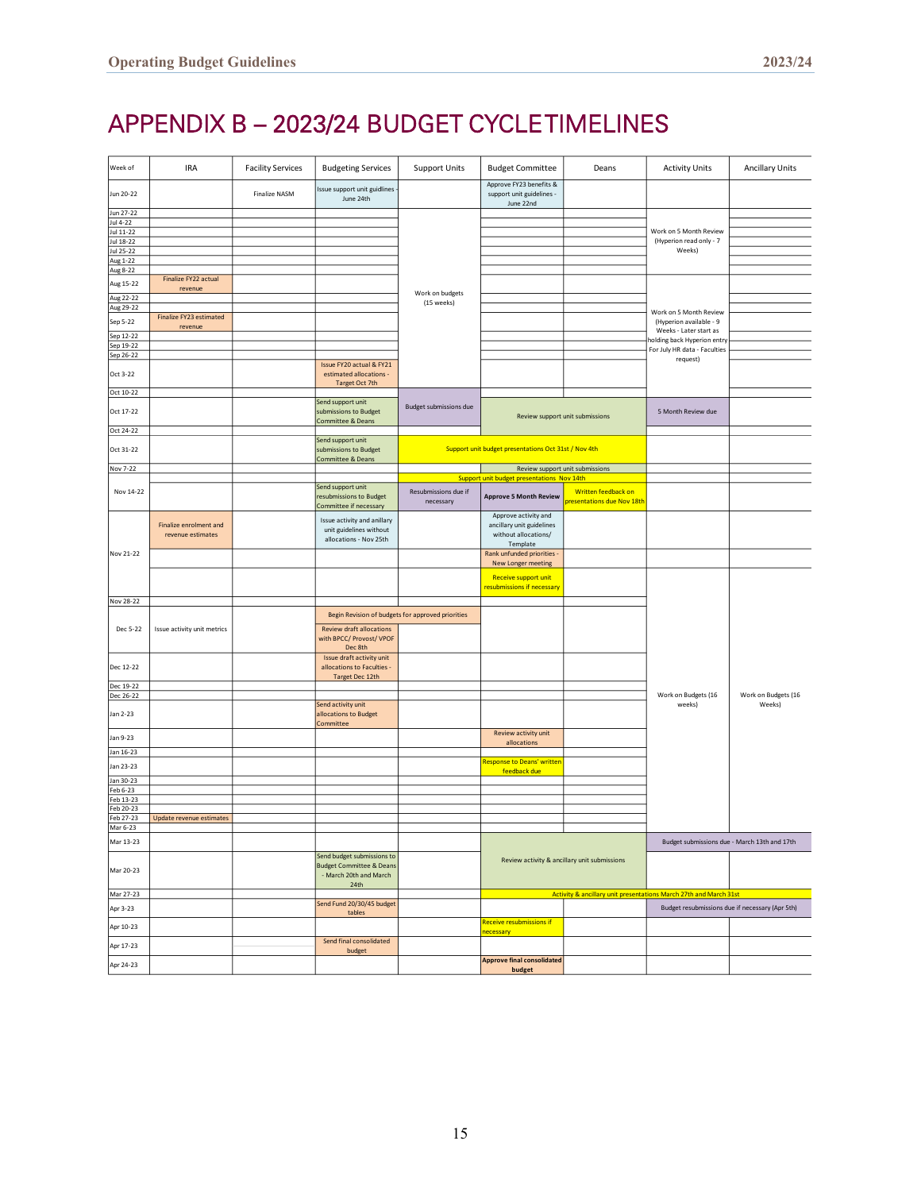# APPENDIX B – 2023/24 BUDGET CYCLETIMELINES

| Week of | IRA | Facility Services | Budgeting Services | Support Units | Budget Committee | Deans | Activity Units | Ancillary Units |
|---|---|---|---|---|---|---|---|---|
| Jun 20-22 | | Finalize NASM | Issue support unit guidlines - June 24th | | Approve FY23 benefits & support unit guidelines - June 22nd | | | |
| Jun 27-22 | | | | Work on budgets (15 weeks) | | | | |
| Jul 4-22 | | | | | | | Work on 5 Month Review (Hyperion read only - 7 Weeks) | |
| Jul 11-22 | | | | | | | | |
| Jul 18-22 | | | | | | | | |
| Jul 25-22 | | | | | | | | |
| Aug 1-22 | | | | | | | | |
| Aug 8-22 | | | | | | | | |
| Aug 15-22 | Finalize FY22 actual revenue | | | | | | Work on 5 Month Review (Hyperion available - 9 Weeks - Later start as holding back Hyperion entry For July HR data - Faculties request) | |
| Aug 22-22 | | | | | | | | |
| Aug 29-22 | | | | | | | | |
| Sep 5-22 | Finalize FY23 estimated revenue | | | | | | | |
| Sep 12-22 | | | | | | | | |
| Sep 19-22 | | | | | | | | |
| Sep 26-22 | | | | | | | | |
| Oct 3-22 | | | Issue FY20 actual & FY21 estimated allocations - Target Oct 7th | | | | | |
| Oct 10-22 | | | | | | | | |
| Oct 17-22 | | | Send support unit submissions to Budget Committee & Deans | Budget submissions due | Review support unit submissions | | 5 Month Review due | |
| Oct 24-22 | | | | | | | | |
| Oct 31-22 | | | Send support unit submissions to Budget Committee & Deans | Support unit budget presentations Oct 31st / Nov 4th | | | | |
| Nov 7-22 | | | | | Review support unit submissions | | | |
| | | | | Support unit budget presentations Nov 14th | | | | |
| Nov 14-22 | | | Send support unit resubmissions to Budget Committee if necessary | Resubmissions due if necessary | **Approve 5 Month Review** | Written feedback on presentations due Nov 18th | | |
| Nov 21-22 | Finalize enrolment and revenue estimates | | Issue activity and anillary unit guidelines without allocations - Nov 25th | | Approve activity and ancillary unit guidelines without allocations/ Template | | | |
| | | | | | Rank unfunded priorities - New Longer meeting | | | |
| | | | | | Receive support unit resubmissions if necessary | | Work on Budgets (16 weeks) | Work on Budgets (16 Weeks) |
| Nov 28-22 | | | | | | | | |
| Dec 5-22 | Issue activity unit metrics | | Begin Revision of budgets for approved priorities | | | | | |
| | | | Review draft allocations with BPCC/ Provost/ VPOF Dec 8th | | | | | |
| Dec 12-22 | | | Issue draft activity unit allocations to Faculties - Target Dec 12th | | | | | |
| Dec 19-22 | | | | | | | | |
| Dec 26-22 | | | | | | | | |
| Jan 2-23 | | | Send activity unit allocations to Budget Committee | | | | | |
| Jan 9-23 | | | | | Review activity unit allocations | | | |
| Jan 16-23 | | | | | | | | |
| Jan 23-23 | | | | | Response to Deans' written feedback due | | | |
| Jan 30-23 | | | | | | | | |
| Feb 6-23 | | | | | | | | |
| Feb 13-23 | | | | | | | | |
| Feb 20-23 | | | | | | | | |
| Feb 27-23 | Update revenue estimates | | | | | | | |
| Mar 6-23 | | | | | | | | |
| Mar 13-23 | | | | | Review activity & ancillary unit submissions | | Budget submissions due - March 13th and 17th | |
| Mar 20-23 | | | Send budget submissions to Budget Committee & Deans - March 20th and March 24th | | | | | |
| Mar 27-23 | | | | | Activity & ancillary unit presentations March 27th and March 31st | | | |
| Apr 3-23 | | | Send Fund 20/30/45 budget tables | | | | Budget resubmissions due if necessary (Apr 5th) | |
| Apr 10-23 | | | | | Receive resubmissions if necessary | | | |
| Apr 17-23 | | | Send final consolidated budget | | | | | |
| Apr 24-23 | | | | | **Approve final consolidated budget** | | | |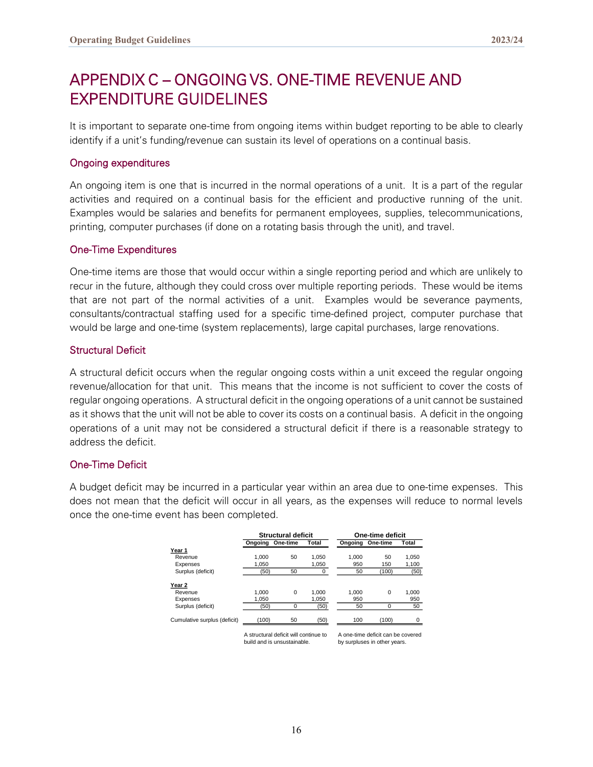# APPENDIX C – ONGOING VS. ONE-TIME REVENUE AND EXPENDITURE GUIDELINES

It is important to separate one-time from ongoing items within budget reporting to be able to clearly identify if a unit's funding/revenue can sustain its level of operations on a continual basis.

### Ongoing expenditures

An ongoing item is one that is incurred in the normal operations of a unit. It is a part of the regular activities and required on a continual basis for the efficient and productive running of the unit. Examples would be salaries and benefits for permanent employees, supplies, telecommunications, printing, computer purchases (if done on a rotating basis through the unit), and travel.

### One-Time Expenditures

One-time items are those that would occur within a single reporting period and which are unlikely to recur in the future, although they could cross over multiple reporting periods. These would be items that are not part of the normal activities of a unit. Examples would be severance payments, consultants/contractual staffing used for a specific time-defined project, computer purchase that would be large and one-time (system replacements), large capital purchases, large renovations.

### Structural Deficit

A structural deficit occurs when the regular ongoing costs within a unit exceed the regular ongoing revenue/allocation for that unit. This means that the income is not sufficient to cover the costs of regular ongoing operations. A structural deficit in the ongoing operations of a unit cannot be sustained as it shows that the unit will not be able to cover its costs on a continual basis. A deficit in the ongoing operations of a unit may not be considered a structural deficit if there is a reasonable strategy to address the deficit.

### One-Time Deficit

A budget deficit may be incurred in a particular year within an area due to one-time expenses. This does not mean that the deficit will occur in all years, as the expenses will reduce to normal levels once the one-time event has been completed.

| | Structural deficit | | | One-time deficit | | |
|---|---|---|---|---|---|---|
| | Ongoing | One-time | Total | Ongoing | One-time | Total |
| **Year 1** | | | | | | |
| Revenue | 1,000 | 50 | 1,050 | 1,000 | 50 | 1,050 |
| Expenses | 1,050 | | 1,050 | 950 | 150 | 1,100 |
| Surplus (deficit) | (50) | 50 | 0 | 50 | (100) | (50) |
| **Year 2** | | | | | | |
| Revenue | 1,000 | 0 | 1,000 | 1,000 | 0 | 1,000 |
| Expenses | 1,050 | | 1,050 | 950 | | 950 |
| Surplus (deficit) | (50) | 0 | (50) | 50 | 0 | 50 |
| Cumulative surplus (deficit) | (100) | 50 | (50) | 100 | (100) | 0 |
| | A structural deficit will continue to build and is unsustainable. | | | A one-time deficit can be covered by surpluses in other years. | | |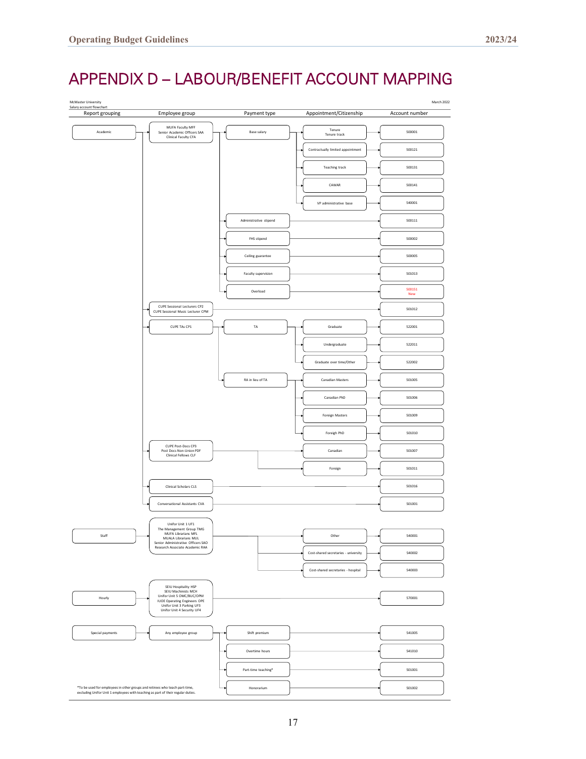# APPENDIX D – LABOUR/BENEFIT ACCOUNT MAPPING

McMaster University
Salary account flowchart

March 2022

| Report grouping | Employee group | Payment type | Appointment/Citizenship | Account number |
|---|---|---|---|---|
| Academic | MUFA Faculty MFF<br>Senior Academic Officers SAA<br>Clinical Faculty CFA | Base salary | Tenure<br>Tenure track | 500001 |
| | | | Contractually limited appointment | 500121 |
| | | | Teaching track | 500131 |
| | | | CAWAR | 500141 |
| | | | VP administrative base | 540001 |
| | | Administrative stipend | | 500111 |
| | | FHS stipend | | 500002 |
| | | Ceiling guarantee | | 500005 |
| | | Faculty supervision | | 501013 |
| | | Overload | | 500151<br>New |
| | CUPE Sessional Lecturers CP2<br>CUPE Sessional Music Lecturer CPM | | | 501012 |
| | CUPE TAs CP1 | TA | Graduate | 522001 |
| | | | Undergraduate | 522011 |
| | | | Graduate over time/Other | 522002 |
| | | RA in lieu of TA | Canadian Masters | 501005 |
| | | | Canadian PhD | 501006 |
| | | | Foreign Masters | 501009 |
| | | | Foreign PhD | 501010 |
| | CUPE Post-Docs CP3<br>Post Docs Non-Union PDF<br>Clinical Fellows CLF | | Canadian | 501007 |
| | | | Foreign | 501011 |
| | Clinical Scholars CLS | | | 501016 |
| | Conversational Assistants CVA | | | 501001 |
| Staff | Unifor Unit 1 UF1<br>The Management Group TMG<br>MUFA Librarians MFL<br>MUALA Librarians MUL<br>Senior Administrative Officers SAO<br>Research Associate Academic RAA | | Other | 540001 |
| | | | Cost-shared secretaries - university | 540002 |
| | | | Cost-shared secretaries - hospital | 540003 |
| Hourly | SEIU Hospitality HSP<br>SEIU Machinists MCH<br>Unifor Unit 5 OMC/BUC/OPM<br>IUOE Operating Engineers OPE<br>Unifor Unit 3 Parking UF3<br>Unifor Unit 4 Security UF4 | | | 570001 |
| Special payments | Any employee group | Shift premium | | 541005 |
| | | Overtime hours | | 541010 |
| | | Part-time teaching* | | 501001 |
| | | Honorarium | | 501002 |

*To be used for employees in other groups and retirees who teach part-time, excluding Unifor Unit 1 employees with teaching as part of their regular duties.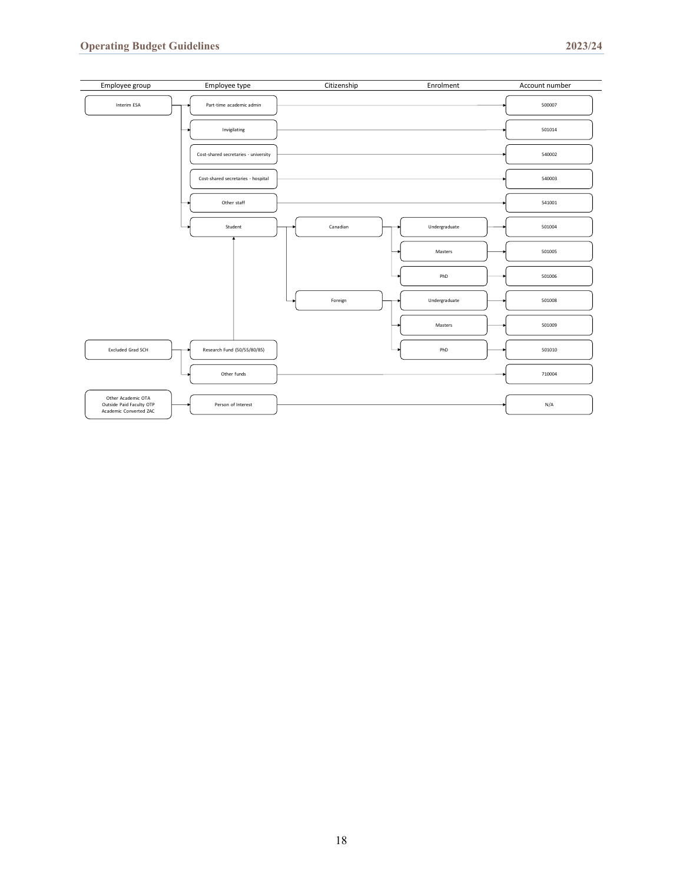| Employee group | Employee type | Citizenship | Enrolment | Account number |
|---|---|---|---|---|
| Interim ESA | Part-time academic admin | | | 500007 |
| | Invigilating | | | 501014 |
| | Cost-shared secretaries - university | | | 540002 |
| | Cost-shared secretaries - hospital | | | 540003 |
| | Other staff | | | 541001 |
| | Student | Canadian | Undergraduate | 501004 |
| | | | Masters | 501005 |
| | | | PhD | 501006 |
| | | Foreign | Undergraduate | 501008 |
| | | | Masters | 501009 |
| | | | PhD | 501010 |
| Excluded Grad SCH | Research Fund (50/55/80/85) → Student | | | |
| | Other funds | | | 710004 |
| Other Academic OTA<br>Outside Paid Faculty OTP<br>Academic Converted ZAC | Person of Interest | | | N/A |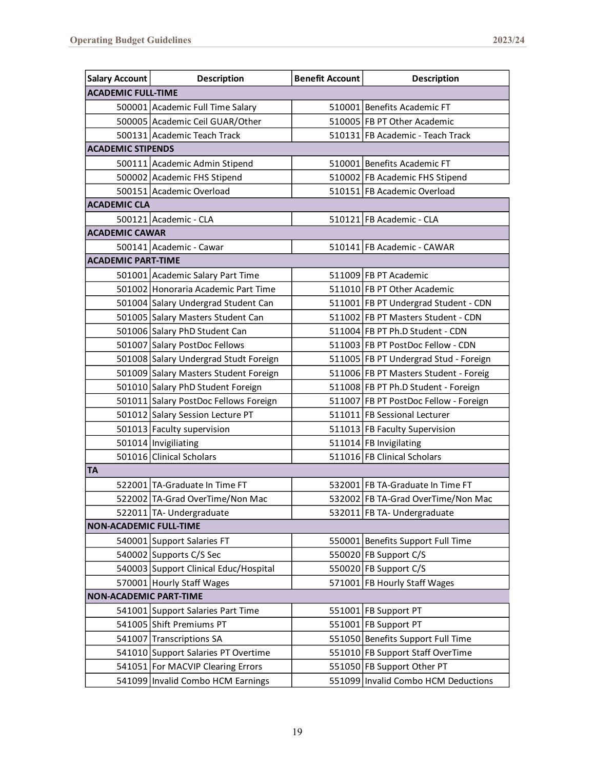| Salary Account | Description | Benefit Account | Description |
|---|---|---|---|
| **ACADEMIC FULL-TIME** | | | |
| 500001 | Academic Full Time Salary | 510001 | Benefits Academic FT |
| 500005 | Academic Ceil GUAR/Other | 510005 | FB PT Other Academic |
| 500131 | Academic Teach Track | 510131 | FB Academic - Teach Track |
| **ACADEMIC STIPENDS** | | | |
| 500111 | Academic Admin Stipend | 510001 | Benefits Academic FT |
| 500002 | Academic FHS Stipend | 510002 | FB Academic FHS Stipend |
| 500151 | Academic Overload | 510151 | FB Academic Overload |
| **ACADEMIC CLA** | | | |
| 500121 | Academic - CLA | 510121 | FB Academic - CLA |
| **ACADEMIC CAWAR** | | | |
| 500141 | Academic - Cawar | 510141 | FB Academic - CAWAR |
| **ACADEMIC PART-TIME** | | | |
| 501001 | Academic Salary Part Time | 511009 | FB PT Academic |
| 501002 | Honoraria Academic Part Time | 511010 | FB PT Other Academic |
| 501004 | Salary Undergrad Student Can | 511001 | FB PT Undergrad Student - CDN |
| 501005 | Salary Masters Student Can | 511002 | FB PT Masters Student - CDN |
| 501006 | Salary PhD Student Can | 511004 | FB PT Ph.D Student - CDN |
| 501007 | Salary PostDoc Fellows | 511003 | FB PT PostDoc Fellow - CDN |
| 501008 | Salary Undergrad Studt Foreign | 511005 | FB PT Undergrad Stud - Foreign |
| 501009 | Salary Masters Student Foreign | 511006 | FB PT Masters Student - Foreig |
| 501010 | Salary PhD Student Foreign | 511008 | FB PT Ph.D Student - Foreign |
| 501011 | Salary PostDoc Fellows Foreign | 511007 | FB PT PostDoc Fellow - Foreign |
| 501012 | Salary Session Lecture PT | 511011 | FB Sessional Lecturer |
| 501013 | Faculty supervision | 511013 | FB Faculty Supervision |
| 501014 | Invigiliating | 511014 | FB Invigilating |
| 501016 | Clinical Scholars | 511016 | FB Clinical Scholars |
| **TA** | | | |
| 522001 | TA-Graduate In Time FT | 532001 | FB TA-Graduate In Time FT |
| 522002 | TA-Grad OverTime/Non Mac | 532002 | FB TA-Grad OverTime/Non Mac |
| 522011 | TA- Undergraduate | 532011 | FB TA- Undergraduate |
| **NON-ACADEMIC FULL-TIME** | | | |
| 540001 | Support Salaries FT | 550001 | Benefits Support Full Time |
| 540002 | Supports C/S Sec | 550020 | FB Support C/S |
| 540003 | Support Clinical Educ/Hospital | 550020 | FB Support C/S |
| 570001 | Hourly Staff Wages | 571001 | FB Hourly Staff Wages |
| **NON-ACADEMIC PART-TIME** | | | |
| 541001 | Support Salaries Part Time | 551001 | FB Support PT |
| 541005 | Shift Premiums PT | 551001 | FB Support PT |
| 541007 | Transcriptions SA | 551050 | Benefits Support Full Time |
| 541010 | Support Salaries PT Overtime | 551010 | FB Support Staff OverTime |
| 541051 | For MACVIP Clearing Errors | 551050 | FB Support Other PT |
| 541099 | Invalid Combo HCM Earnings | 551099 | Invalid Combo HCM Deductions |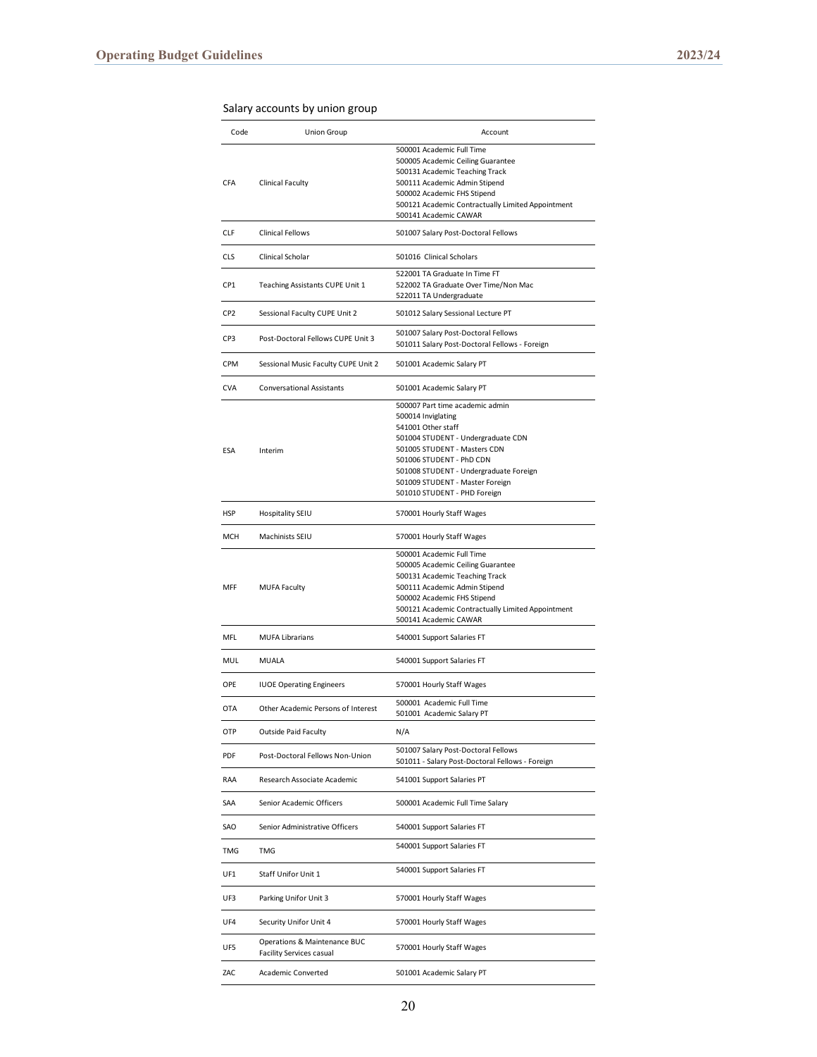Salary accounts by union group

| Code | Union Group | Account |
|---|---|---|
| CFA | Clinical Faculty | 500001 Academic Full Time<br>500005 Academic Ceiling Guarantee<br>500131 Academic Teaching Track<br>500111 Academic Admin Stipend<br>500002 Academic FHS Stipend<br>500121 Academic Contractually Limited Appointment<br>500141 Academic CAWAR |
| CLF | Clinical Fellows | 501007 Salary Post-Doctoral Fellows |
| CLS | Clinical Scholar | 501016 Clinical Scholars |
| CP1 | Teaching Assistants CUPE Unit 1 | 522001 TA Graduate In Time FT<br>522002 TA Graduate Over Time/Non Mac<br>522011 TA Undergraduate |
| CP2 | Sessional Faculty CUPE Unit 2 | 501012 Salary Sessional Lecture PT |
| CP3 | Post-Doctoral Fellows CUPE Unit 3 | 501007 Salary Post-Doctoral Fellows<br>501011 Salary Post-Doctoral Fellows - Foreign |
| CPM | Sessional Music Faculty CUPE Unit 2 | 501001 Academic Salary PT |
| CVA | Conversational Assistants | 501001 Academic Salary PT |
| ESA | Interim | 500007 Part time academic admin<br>500014 Invigilating<br>541001 Other staff<br>501004 STUDENT - Undergraduate CDN<br>501005 STUDENT - Masters CDN<br>501006 STUDENT - PhD CDN<br>501008 STUDENT - Undergraduate Foreign<br>501009 STUDENT - Master Foreign<br>501010 STUDENT - PHD Foreign |
| HSP | Hospitality SEIU | 570001 Hourly Staff Wages |
| MCH | Machinists SEIU | 570001 Hourly Staff Wages |
| MFF | MUFA Faculty | 500001 Academic Full Time<br>500005 Academic Ceiling Guarantee<br>500131 Academic Teaching Track<br>500111 Academic Admin Stipend<br>500002 Academic FHS Stipend<br>500121 Academic Contractually Limited Appointment<br>500141 Academic CAWAR |
| MFL | MUFA Librarians | 540001 Support Salaries FT |
| MUL | MUALA | 540001 Support Salaries FT |
| OPE | IUOE Operating Engineers | 570001 Hourly Staff Wages |
| OTA | Other Academic Persons of Interest | 500001 Academic Full Time<br>501001 Academic Salary PT |
| OTP | Outside Paid Faculty | N/A |
| PDF | Post-Doctoral Fellows Non-Union | 501007 Salary Post-Doctoral Fellows<br>501011 - Salary Post-Doctoral Fellows - Foreign |
| RAA | Research Associate Academic | 541001 Support Salaries PT |
| SAA | Senior Academic Officers | 500001 Academic Full Time Salary |
| SAO | Senior Administrative Officers | 540001 Support Salaries FT |
| TMG | TMG | 540001 Support Salaries FT |
| UF1 | Staff Unifor Unit 1 | 540001 Support Salaries FT |
| UF3 | Parking Unifor Unit 3 | 570001 Hourly Staff Wages |
| UF4 | Security Unifor Unit 4 | 570001 Hourly Staff Wages |
| UF5 | Operations & Maintenance BUC Facility Services casual | 570001 Hourly Staff Wages |
| ZAC | Academic Converted | 501001 Academic Salary PT |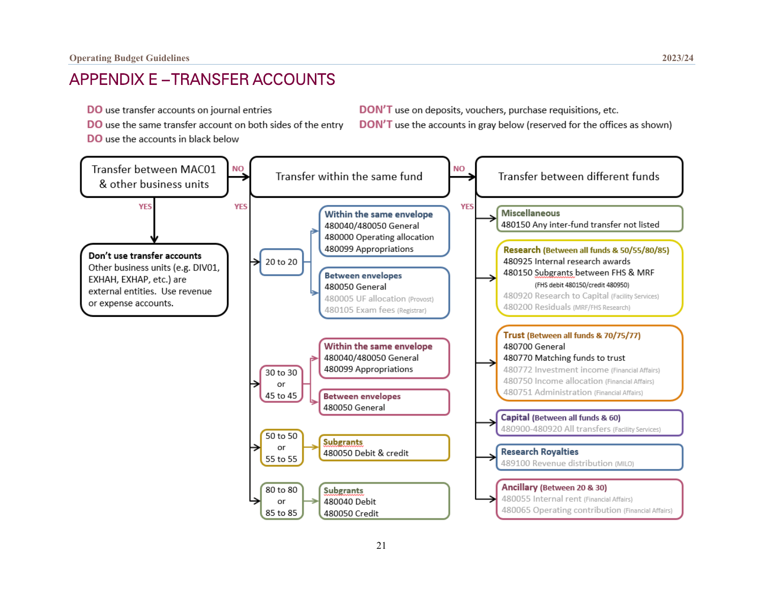# APPENDIX E – TRANSFER ACCOUNTS

**DO** use transfer accounts on journal entries
**DO** use the same transfer account on both sides of the entry
**DO** use the accounts in black below

**DON'T** use on deposits, vouchers, purchase requisitions, etc.
**DON'T** use the accounts in gray below (reserved for the offices as shown)

**Transfer between MAC01 & other business units**

- YES → **Don't use transfer accounts**
  Other business units (e.g. DIV01, EXHAH, EXHAP, etc.) are external entities. Use revenue or expense accounts.
- NO → **Transfer within the same fund**

**Transfer within the same fund**

- YES →
  - **20 to 20**
    - **Within the same envelope**
      - 480040/480050 General
      - 480000 Operating allocation
      - 480099 Appropriations
    - **Between envelopes**
      - 480050 General
      - 480005 UF allocation (Provost)
      - 480105 Exam fees (Registrar)
  - **30 to 30 or 45 to 45**
    - **Within the same envelope**
      - 480040/480050 General
      - 480099 Appropriations
    - **Between envelopes**
      - 480050 General
  - **50 to 50 or 55 to 55**
    - **Subgrants**
      - 480050 Debit & credit
  - **80 to 80 or 85 to 85**
    - **Subgrants**
      - 480040 Debit
      - 480050 Credit
- NO → **Transfer between different funds**

**Transfer between different funds**

- **Miscellaneous**
  - 480150 Any inter-fund transfer not listed
- **Research (Between all funds & 50/55/80/85)**
  - 480925 Internal research awards
  - 480150 Subgrants between FHS & MRF (FHS debit 480150/credit 480950)
  - 480920 Research to Capital (Facility Services)
  - 480200 Residuals (MRF/FHS Research)
- **Trust (Between all funds & 70/75/77)**
  - 480700 General
  - 480770 Matching funds to trust
  - 480772 Investment income (Financial Affairs)
  - 480750 Income allocation (Financial Affairs)
  - 480751 Administration (Financial Affairs)
- **Capital (Between all funds & 60)**
  - 480900-480920 All transfers (Facility Services)
- **Research Royalties**
  - 489100 Revenue distribution (MILO)
- **Ancillary (Between 20 & 30)**
  - 480055 Internal rent (Financial Affairs)
  - 480065 Operating contribution (Financial Affairs)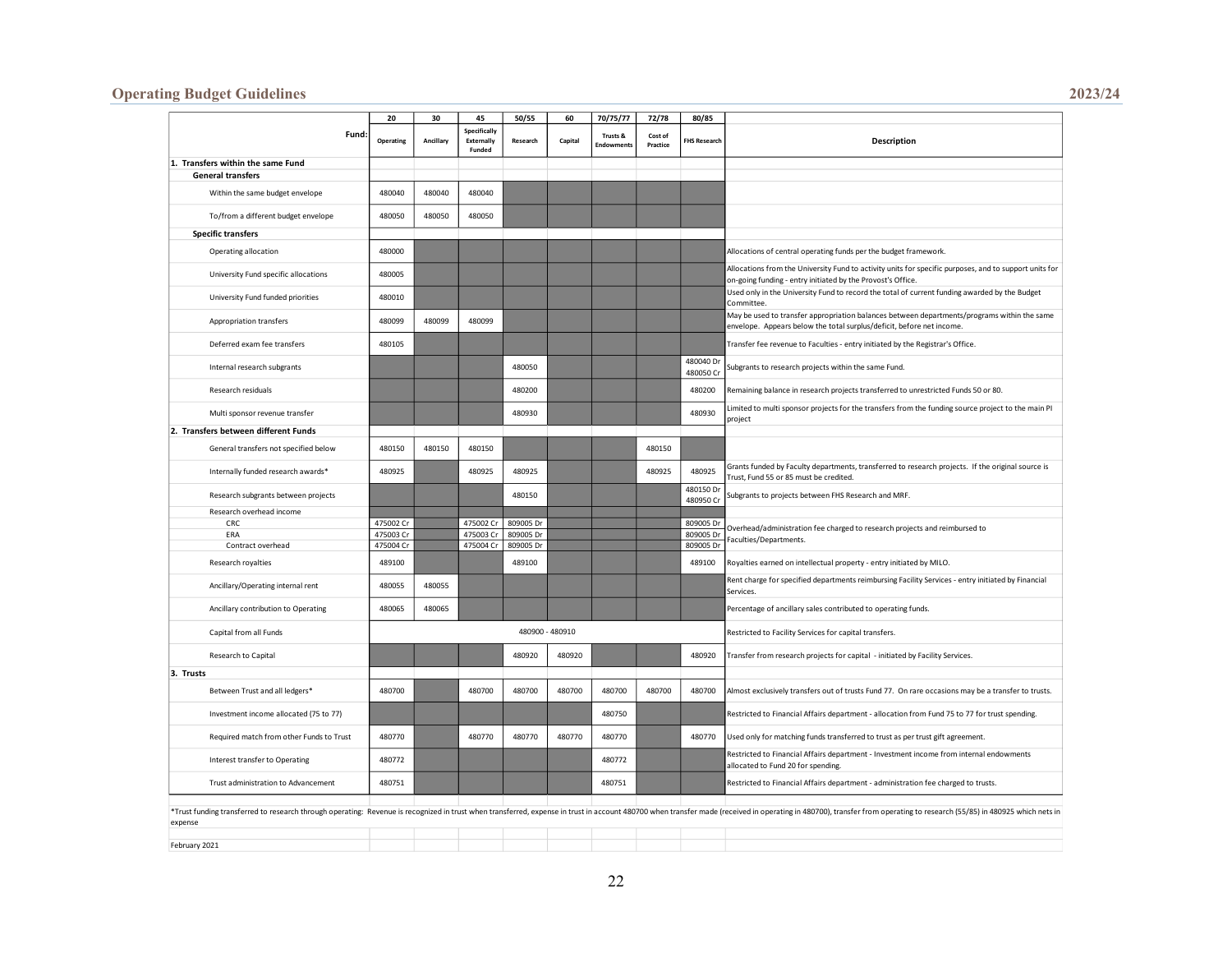| Fund: | 20<br>Operating | 30<br>Ancillary | 45<br>Specifically Externally Funded | 50/55<br>Research | 60<br>Capital | 70/75/77<br>Trusts & Endowments | 72/78<br>Cost of Practice | 80/85<br>FHS Research | Description |
|---|---|---|---|---|---|---|---|---|---|
| **1. Transfers within the same Fund** | | | | | | | | | |
| **General transfers** | | | | | | | | | |
| Within the same budget envelope | 480040 | 480040 | 480040 | | | | | | |
| To/from a different budget envelope | 480050 | 480050 | 480050 | | | | | | |
| **Specific transfers** | | | | | | | | | |
| Operating allocation | 480000 | | | | | | | | Allocations of central operating funds per the budget framework. |
| University Fund specific allocations | 480005 | | | | | | | | Allocations from the University Fund to activity units for specific purposes, and to support units for on-going funding - entry initiated by the Provost's Office. |
| University Fund funded priorities | 480010 | | | | | | | | Used only in the University Fund to record the total of current funding awarded by the Budget Committee. |
| Appropriation transfers | 480099 | 480099 | 480099 | | | | | | May be used to transfer appropriation balances between departments/programs within the same envelope. Appears below the total surplus/deficit, before net income. |
| Deferred exam fee transfers | 480105 | | | | | | | | Transfer fee revenue to Faculties - entry initiated by the Registrar's Office. |
| Internal research subgrants | | | | 480050 | | | | 480040 Dr<br>480050 Cr | Subgrants to research projects within the same Fund. |
| Research residuals | | | | 480200 | | | | 480200 | Remaining balance in research projects transferred to unrestricted Funds 50 or 80. |
| Multi sponsor revenue transfer | | | | 480930 | | | | 480930 | Limited to multi sponsor projects for the transfers from the funding source project to the main PI project |
| **2. Transfers between different Funds** | | | | | | | | | |
| General transfers not specified below | 480150 | 480150 | 480150 | | | | 480150 | | |
| Internally funded research awards* | 480925 | | 480925 | 480925 | | | 480925 | 480925 | Grants funded by Faculty departments, transferred to research projects. If the original source is Trust, Fund 55 or 85 must be credited. |
| Research subgrants between projects | | | | 480150 | | | | 480150 Dr<br>480950 Cr | Subgrants to projects between FHS Research and MRF. |
| Research overhead income | | | | | | | | | Overhead/administration fee charged to research projects and reimbursed to Faculties/Departments. |
| CRC | 475002 Cr | | 475002 Cr | 809005 Dr | | | | 809005 Dr | |
| ERA | 475003 Cr | | 475003 Cr | 809005 Dr | | | | 809005 Dr | |
| Contract overhead | 475004 Cr | | 475004 Cr | 809005 Dr | | | | 809005 Dr | |
| Research royalties | 489100 | | | 489100 | | | | 489100 | Royalties earned on intellectual property - entry initiated by MILO. |
| Ancillary/Operating internal rent | 480055 | 480055 | | | | | | | Rent charge for specified departments reimbursing Facility Services - entry initiated by Financial Services. |
| Ancillary contribution to Operating | 480065 | 480065 | | | | | | | Percentage of ancillary sales contributed to operating funds. |
| Capital from all Funds | 480900 - 480910 | | | | | | | | Restricted to Facility Services for capital transfers. |
| Research to Capital | | | | 480920 | 480920 | | | 480920 | Transfer from research projects for capital - initiated by Facility Services. |
| **3. Trusts** | | | | | | | | | |
| Between Trust and all ledgers* | 480700 | | 480700 | 480700 | 480700 | 480700 | 480700 | 480700 | Almost exclusively transfers out of trusts Fund 77. On rare occasions may be a transfer to trusts. |
| Investment income allocated (75 to 77) | | | | | | 480750 | | | Restricted to Financial Affairs department - allocation from Fund 75 to 77 for trust spending. |
| Required match from other Funds to Trust | 480770 | | 480770 | 480770 | 480770 | 480770 | | 480770 | Used only for matching funds transferred to trust as per trust gift agreement. |
| Interest transfer to Operating | 480772 | | | | | 480772 | | | Restricted to Financial Affairs department - Investment income from internal endowments allocated to Fund 20 for spending. |
| Trust administration to Advancement | 480751 | | | | | 480751 | | | Restricted to Financial Affairs department - administration fee charged to trusts. |

*Trust funding transferred to research through operating: Revenue is recognized in trust when transferred, expense in trust in account 480700 when transfer made (received in operating in 480700), transfer from operating to research (55/85) in 480925 which nets in expense

February 2021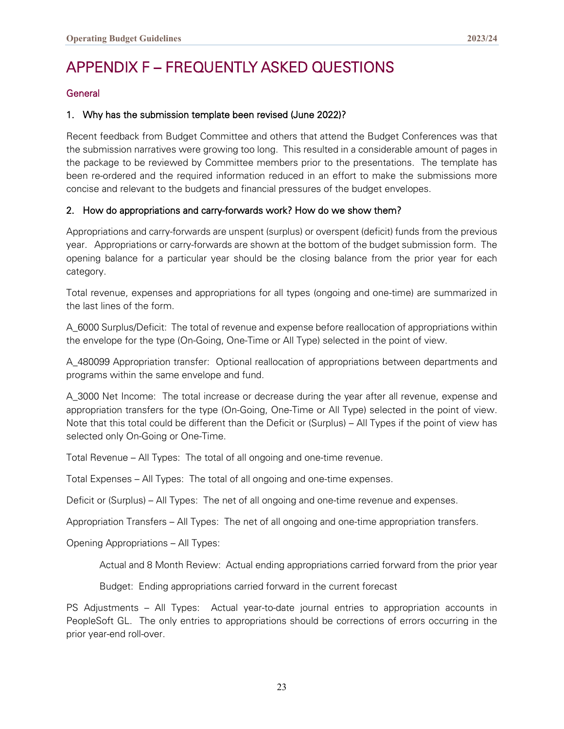# APPENDIX F – FREQUENTLY ASKED QUESTIONS

## General

### 1. Why has the submission template been revised (June 2022)?

Recent feedback from Budget Committee and others that attend the Budget Conferences was that the submission narratives were growing too long. This resulted in a considerable amount of pages in the package to be reviewed by Committee members prior to the presentations. The template has been re-ordered and the required information reduced in an effort to make the submissions more concise and relevant to the budgets and financial pressures of the budget envelopes.

### 2. How do appropriations and carry-forwards work? How do we show them?

Appropriations and carry-forwards are unspent (surplus) or overspent (deficit) funds from the previous year. Appropriations or carry-forwards are shown at the bottom of the budget submission form. The opening balance for a particular year should be the closing balance from the prior year for each category.

Total revenue, expenses and appropriations for all types (ongoing and one-time) are summarized in the last lines of the form.

A_6000 Surplus/Deficit: The total of revenue and expense before reallocation of appropriations within the envelope for the type (On-Going, One-Time or All Type) selected in the point of view.

A_480099 Appropriation transfer: Optional reallocation of appropriations between departments and programs within the same envelope and fund.

A_3000 Net Income: The total increase or decrease during the year after all revenue, expense and appropriation transfers for the type (On-Going, One-Time or All Type) selected in the point of view. Note that this total could be different than the Deficit or (Surplus) – All Types if the point of view has selected only On-Going or One-Time.

Total Revenue – All Types: The total of all ongoing and one-time revenue.

Total Expenses – All Types: The total of all ongoing and one-time expenses.

Deficit or (Surplus) – All Types: The net of all ongoing and one-time revenue and expenses.

Appropriation Transfers – All Types: The net of all ongoing and one-time appropriation transfers.

Opening Appropriations – All Types:

> Actual and 8 Month Review: Actual ending appropriations carried forward from the prior year
>
> Budget: Ending appropriations carried forward in the current forecast

PS Adjustments – All Types: Actual year-to-date journal entries to appropriation accounts in PeopleSoft GL. The only entries to appropriations should be corrections of errors occurring in the prior year-end roll-over.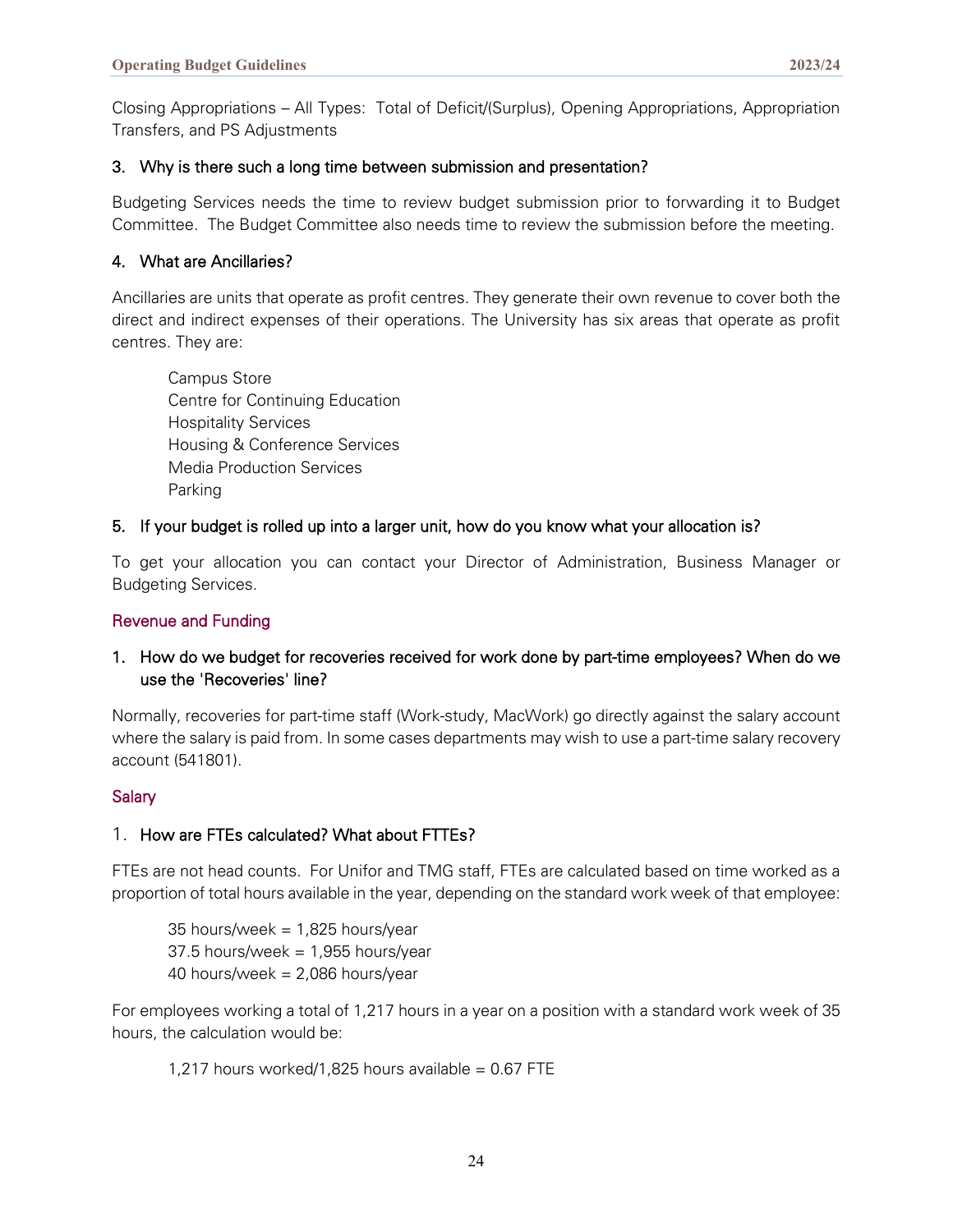Closing Appropriations – All Types: Total of Deficit/(Surplus), Opening Appropriations, Appropriation Transfers, and PS Adjustments

#### 3. Why is there such a long time between submission and presentation?

Budgeting Services needs the time to review budget submission prior to forwarding it to Budget Committee. The Budget Committee also needs time to review the submission before the meeting.

#### 4. What are Ancillaries?

Ancillaries are units that operate as profit centres. They generate their own revenue to cover both the direct and indirect expenses of their operations. The University has six areas that operate as profit centres. They are:

Campus Store  
Centre for Continuing Education  
Hospitality Services  
Housing & Conference Services  
Media Production Services  
Parking

#### 5. If your budget is rolled up into a larger unit, how do you know what your allocation is?

To get your allocation you can contact your Director of Administration, Business Manager or Budgeting Services.

### Revenue and Funding

#### 1. How do we budget for recoveries received for work done by part-time employees? When do we use the 'Recoveries' line?

Normally, recoveries for part-time staff (Work-study, MacWork) go directly against the salary account where the salary is paid from. In some cases departments may wish to use a part-time salary recovery account (541801).

### Salary

#### 1. How are FTEs calculated? What about FTTEs?

FTEs are not head counts. For Unifor and TMG staff, FTEs are calculated based on time worked as a proportion of total hours available in the year, depending on the standard work week of that employee:

35 hours/week = 1,825 hours/year  
37.5 hours/week = 1,955 hours/year  
40 hours/week = 2,086 hours/year

For employees working a total of 1,217 hours in a year on a position with a standard work week of 35 hours, the calculation would be:

1,217 hours worked/1,825 hours available = 0.67 FTE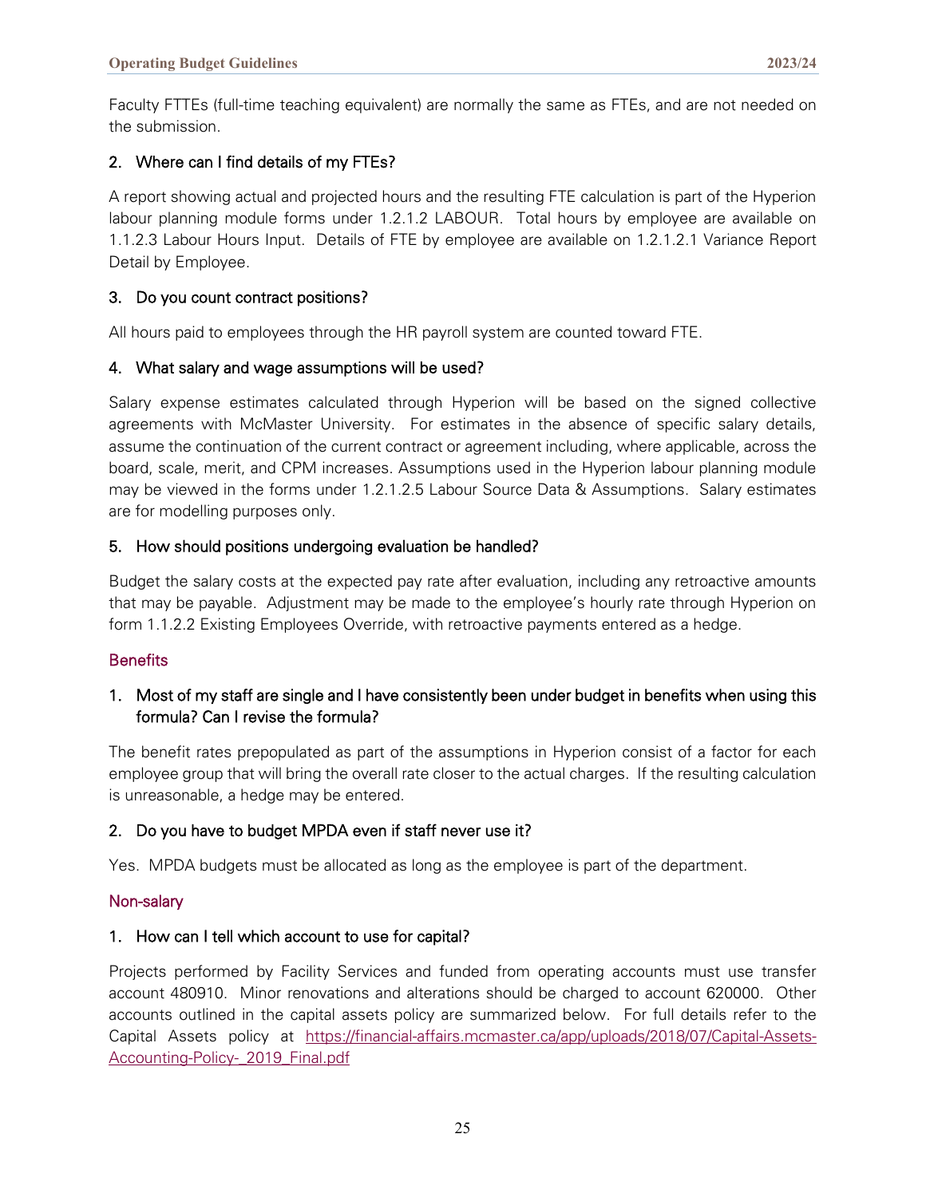Faculty FTTEs (full-time teaching equivalent) are normally the same as FTEs, and are not needed on the submission.

### 2. Where can I find details of my FTEs?

A report showing actual and projected hours and the resulting FTE calculation is part of the Hyperion labour planning module forms under 1.2.1.2 LABOUR. Total hours by employee are available on 1.1.2.3 Labour Hours Input. Details of FTE by employee are available on 1.2.1.2.1 Variance Report Detail by Employee.

### 3. Do you count contract positions?

All hours paid to employees through the HR payroll system are counted toward FTE.

### 4. What salary and wage assumptions will be used?

Salary expense estimates calculated through Hyperion will be based on the signed collective agreements with McMaster University. For estimates in the absence of specific salary details, assume the continuation of the current contract or agreement including, where applicable, across the board, scale, merit, and CPM increases. Assumptions used in the Hyperion labour planning module may be viewed in the forms under 1.2.1.2.5 Labour Source Data & Assumptions. Salary estimates are for modelling purposes only.

### 5. How should positions undergoing evaluation be handled?

Budget the salary costs at the expected pay rate after evaluation, including any retroactive amounts that may be payable. Adjustment may be made to the employee's hourly rate through Hyperion on form 1.1.2.2 Existing Employees Override, with retroactive payments entered as a hedge.

## Benefits

### 1. Most of my staff are single and I have consistently been under budget in benefits when using this formula? Can I revise the formula?

The benefit rates prepopulated as part of the assumptions in Hyperion consist of a factor for each employee group that will bring the overall rate closer to the actual charges. If the resulting calculation is unreasonable, a hedge may be entered.

### 2. Do you have to budget MPDA even if staff never use it?

Yes. MPDA budgets must be allocated as long as the employee is part of the department.

## Non-salary

### 1. How can I tell which account to use for capital?

Projects performed by Facility Services and funded from operating accounts must use transfer account 480910. Minor renovations and alterations should be charged to account 620000. Other accounts outlined in the capital assets policy are summarized below. For full details refer to the Capital Assets policy at [https://financial-affairs.mcmaster.ca/app/uploads/2018/07/Capital-Assets-Accounting-Policy-_2019_Final.pdf](https://financial-affairs.mcmaster.ca/app/uploads/2018/07/Capital-Assets-Accounting-Policy-_2019_Final.pdf)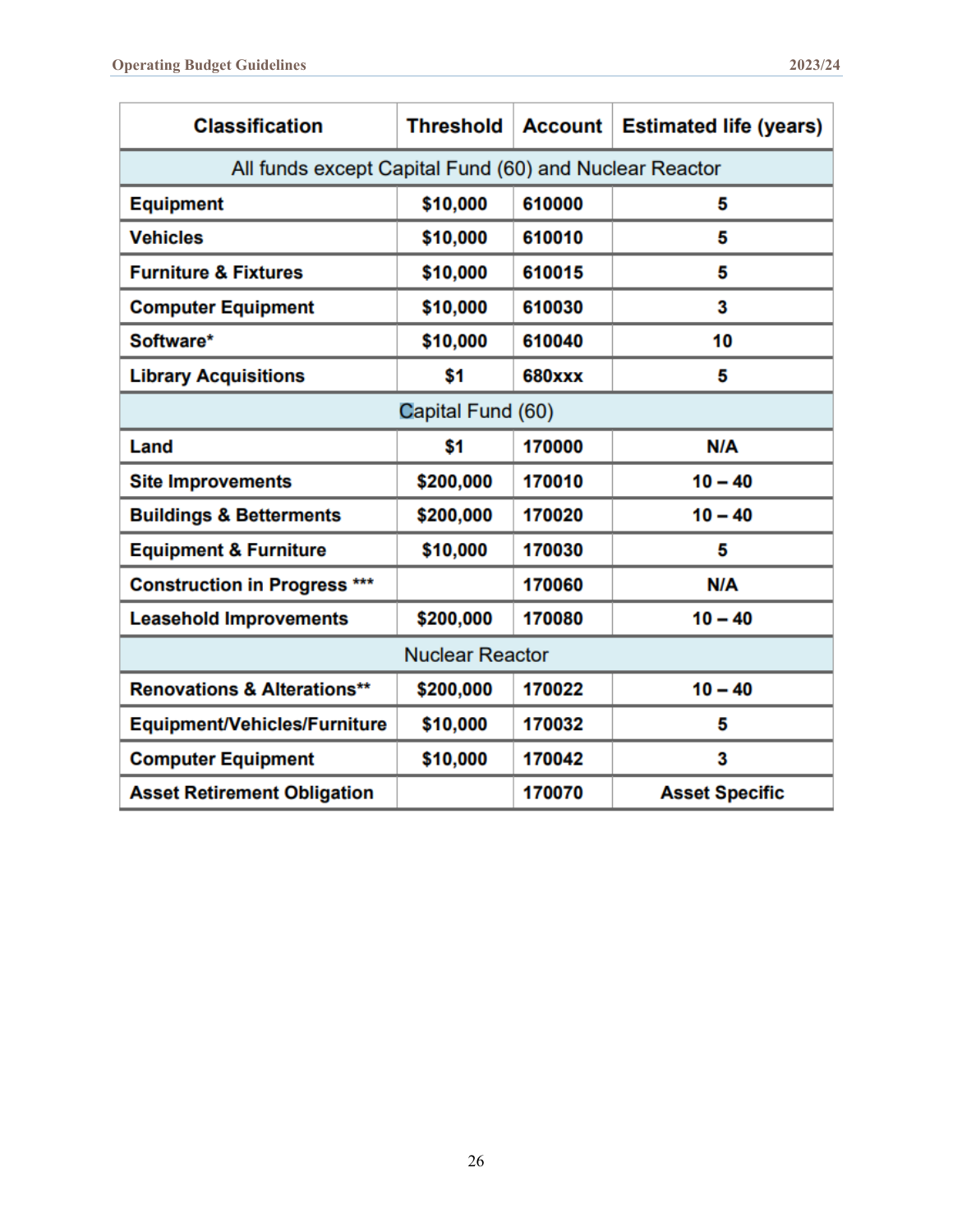| Classification | Threshold | Account | Estimated life (years) |
|---|---|---|---|
| All funds except Capital Fund (60) and Nuclear Reactor | | | |
| **Equipment** | **$10,000** | **610000** | **5** |
| **Vehicles** | **$10,000** | **610010** | **5** |
| **Furniture & Fixtures** | **$10,000** | **610015** | **5** |
| **Computer Equipment** | **$10,000** | **610030** | **3** |
| **Software*** | **$10,000** | **610040** | **10** |
| **Library Acquisitions** | **$1** | **680xxx** | **5** |
| Capital Fund (60) | | | |
| **Land** | **$1** | **170000** | **N/A** |
| **Site Improvements** | **$200,000** | **170010** | **10 – 40** |
| **Buildings & Betterments** | **$200,000** | **170020** | **10 – 40** |
| **Equipment & Furniture** | **$10,000** | **170030** | **5** |
| **Construction in Progress *** ** | | **170060** | **N/A** |
| **Leasehold Improvements** | **$200,000** | **170080** | **10 – 40** |
| Nuclear Reactor | | | |
| **Renovations & Alterations**** | **$200,000** | **170022** | **10 – 40** |
| **Equipment/Vehicles/Furniture** | **$10,000** | **170032** | **5** |
| **Computer Equipment** | **$10,000** | **170042** | **3** |
| **Asset Retirement Obligation** | | **170070** | **Asset Specific** |